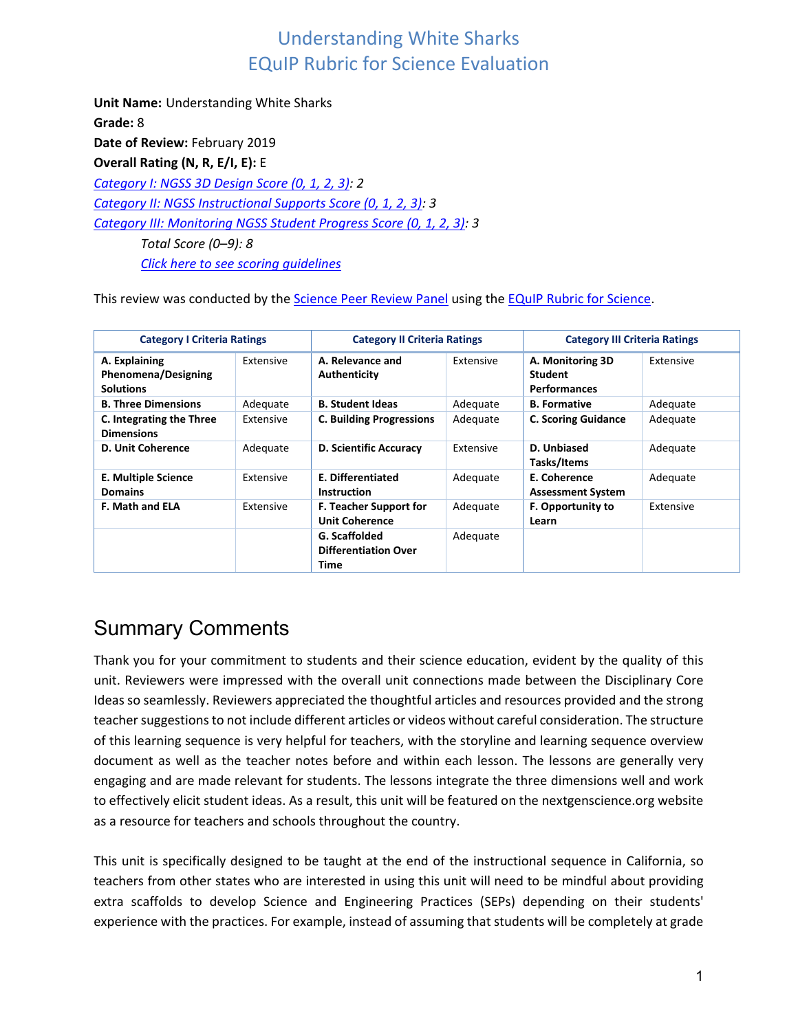# Understanding White Sharks
# EQuIP Rubric for Science Evaluation

**Unit Name:** Understanding White Sharks
**Grade:** 8
**Date of Review:** February 2019
**Overall Rating (N, R, E/I, E):** E
*Category I: NGSS 3D Design Score (0, 1, 2, 3)*: 2
*Category II: NGSS Instructional Supports Score (0, 1, 2, 3)*: 3
*Category III: Monitoring NGSS Student Progress Score (0, 1, 2, 3)*: 3

*Total Score (0–9): 8*

*Click here to see scoring guidelines*

This review was conducted by the Science Peer Review Panel using the EQuIP Rubric for Science.

| Category I Criteria Ratings | | Category II Criteria Ratings | | Category III Criteria Ratings | |
|---|---|---|---|---|---|
| **A. Explaining Phenomena/Designing Solutions** | Extensive | **A. Relevance and Authenticity** | Extensive | **A. Monitoring 3D Student Performances** | Extensive |
| **B. Three Dimensions** | Adequate | **B. Student Ideas** | Adequate | **B. Formative** | Adequate |
| **C. Integrating the Three Dimensions** | Extensive | **C. Building Progressions** | Adequate | **C. Scoring Guidance** | Adequate |
| **D. Unit Coherence** | Adequate | **D. Scientific Accuracy** | Extensive | **D. Unbiased Tasks/Items** | Adequate |
| **E. Multiple Science Domains** | Extensive | **E. Differentiated Instruction** | Adequate | **E. Coherence Assessment System** | Adequate |
| **F. Math and ELA** | Extensive | **F. Teacher Support for Unit Coherence** | Adequate | **F. Opportunity to Learn** | Extensive |
| | | **G. Scaffolded Differentiation Over Time** | Adequate | | |

## Summary Comments

Thank you for your commitment to students and their science education, evident by the quality of this unit. Reviewers were impressed with the overall unit connections made between the Disciplinary Core Ideas so seamlessly. Reviewers appreciated the thoughtful articles and resources provided and the strong teacher suggestions to not include different articles or videos without careful consideration. The structure of this learning sequence is very helpful for teachers, with the storyline and learning sequence overview document as well as the teacher notes before and within each lesson. The lessons are generally very engaging and are made relevant for students. The lessons integrate the three dimensions well and work to effectively elicit student ideas. As a result, this unit will be featured on the nextgenscience.org website as a resource for teachers and schools throughout the country.

This unit is specifically designed to be taught at the end of the instructional sequence in California, so teachers from other states who are interested in using this unit will need to be mindful about providing extra scaffolds to develop Science and Engineering Practices (SEPs) depending on their students' experience with the practices. For example, instead of assuming that students will be completely at grade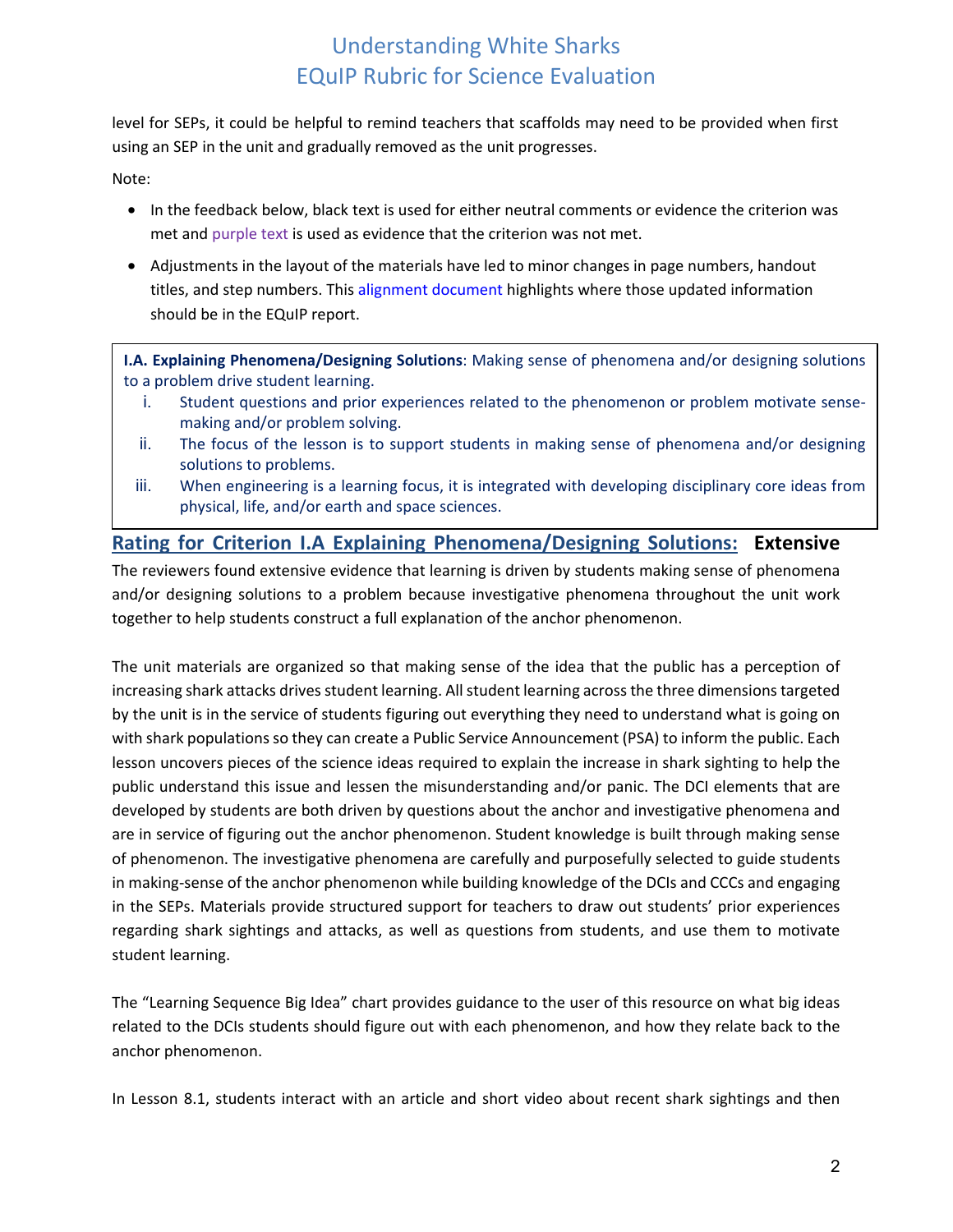level for SEPs, it could be helpful to remind teachers that scaffolds may need to be provided when first using an SEP in the unit and gradually removed as the unit progresses.

Note:

- In the feedback below, black text is used for either neutral comments or evidence the criterion was met and purple text is used as evidence that the criterion was not met.
- Adjustments in the layout of the materials have led to minor changes in page numbers, handout titles, and step numbers. This alignment document highlights where those updated information should be in the EQuIP report.

**I.A. Explaining Phenomena/Designing Solutions**: Making sense of phenomena and/or designing solutions to a problem drive student learning.

1. Student questions and prior experiences related to the phenomenon or problem motivate sense-making and/or problem solving.
2. The focus of the lesson is to support students in making sense of phenomena and/or designing solutions to problems.
3. When engineering is a learning focus, it is integrated with developing disciplinary core ideas from physical, life, and/or earth and space sciences.

## Rating for Criterion I.A Explaining Phenomena/Designing Solutions: **Extensive**

The reviewers found extensive evidence that learning is driven by students making sense of phenomena and/or designing solutions to a problem because investigative phenomena throughout the unit work together to help students construct a full explanation of the anchor phenomenon.

The unit materials are organized so that making sense of the idea that the public has a perception of increasing shark attacks drives student learning. All student learning across the three dimensions targeted by the unit is in the service of students figuring out everything they need to understand what is going on with shark populations so they can create a Public Service Announcement (PSA) to inform the public. Each lesson uncovers pieces of the science ideas required to explain the increase in shark sighting to help the public understand this issue and lessen the misunderstanding and/or panic. The DCI elements that are developed by students are both driven by questions about the anchor and investigative phenomena and are in service of figuring out the anchor phenomenon. Student knowledge is built through making sense of phenomenon. The investigative phenomena are carefully and purposefully selected to guide students in making-sense of the anchor phenomenon while building knowledge of the DCIs and CCCs and engaging in the SEPs. Materials provide structured support for teachers to draw out students' prior experiences regarding shark sightings and attacks, as well as questions from students, and use them to motivate student learning.

The "Learning Sequence Big Idea" chart provides guidance to the user of this resource on what big ideas related to the DCIs students should figure out with each phenomenon, and how they relate back to the anchor phenomenon.

In Lesson 8.1, students interact with an article and short video about recent shark sightings and then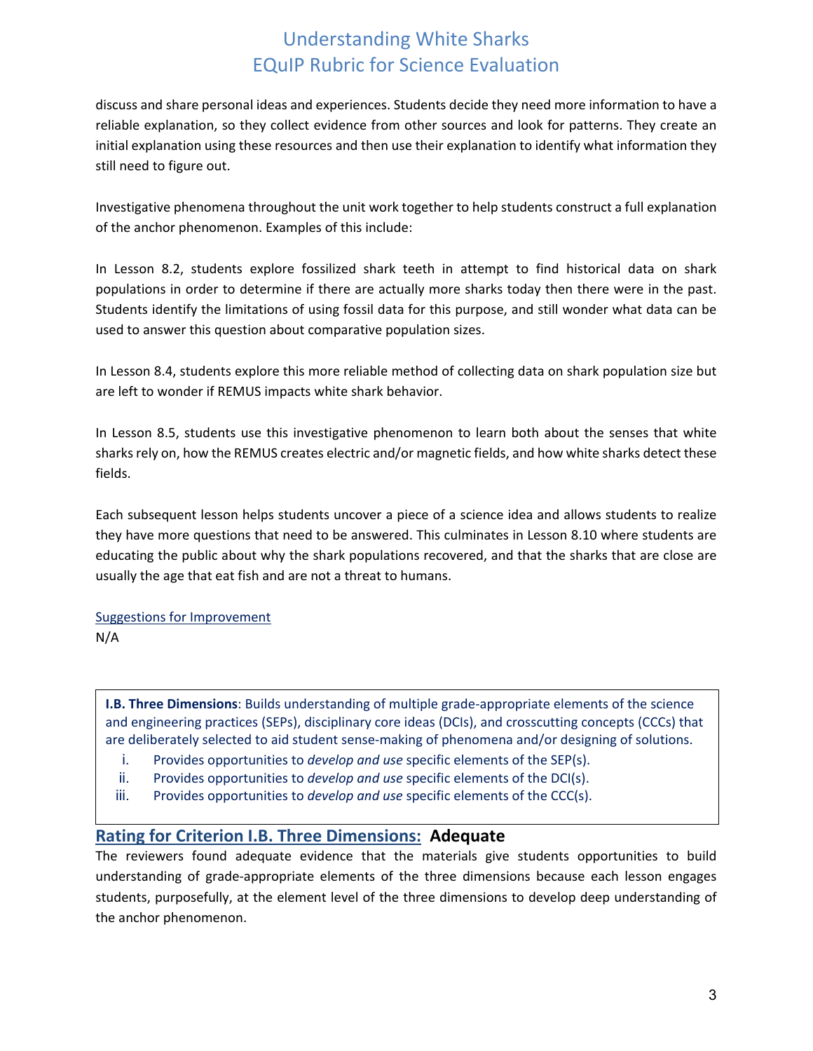discuss and share personal ideas and experiences. Students decide they need more information to have a reliable explanation, so they collect evidence from other sources and look for patterns. They create an initial explanation using these resources and then use their explanation to identify what information they still need to figure out.

Investigative phenomena throughout the unit work together to help students construct a full explanation of the anchor phenomenon. Examples of this include:

In Lesson 8.2, students explore fossilized shark teeth in attempt to find historical data on shark populations in order to determine if there are actually more sharks today then there were in the past. Students identify the limitations of using fossil data for this purpose, and still wonder what data can be used to answer this question about comparative population sizes.

In Lesson 8.4, students explore this more reliable method of collecting data on shark population size but are left to wonder if REMUS impacts white shark behavior.

In Lesson 8.5, students use this investigative phenomenon to learn both about the senses that white sharks rely on, how the REMUS creates electric and/or magnetic fields, and how white sharks detect these fields.

Each subsequent lesson helps students uncover a piece of a science idea and allows students to realize they have more questions that need to be answered. This culminates in Lesson 8.10 where students are educating the public about why the shark populations recovered, and that the sharks that are close are usually the age that eat fish and are not a threat to humans.

Suggestions for Improvement

N/A

**I.B. Three Dimensions**: Builds understanding of multiple grade-appropriate elements of the science and engineering practices (SEPs), disciplinary core ideas (DCIs), and crosscutting concepts (CCCs) that are deliberately selected to aid student sense-making of phenomena and/or designing of solutions.

i. Provides opportunities to *develop and use* specific elements of the SEP(s).
ii. Provides opportunities to *develop and use* specific elements of the DCI(s).
iii. Provides opportunities to *develop and use* specific elements of the CCC(s).

## Rating for Criterion I.B. Three Dimensions: **Adequate**

The reviewers found adequate evidence that the materials give students opportunities to build understanding of grade-appropriate elements of the three dimensions because each lesson engages students, purposefully, at the element level of the three dimensions to develop deep understanding of the anchor phenomenon.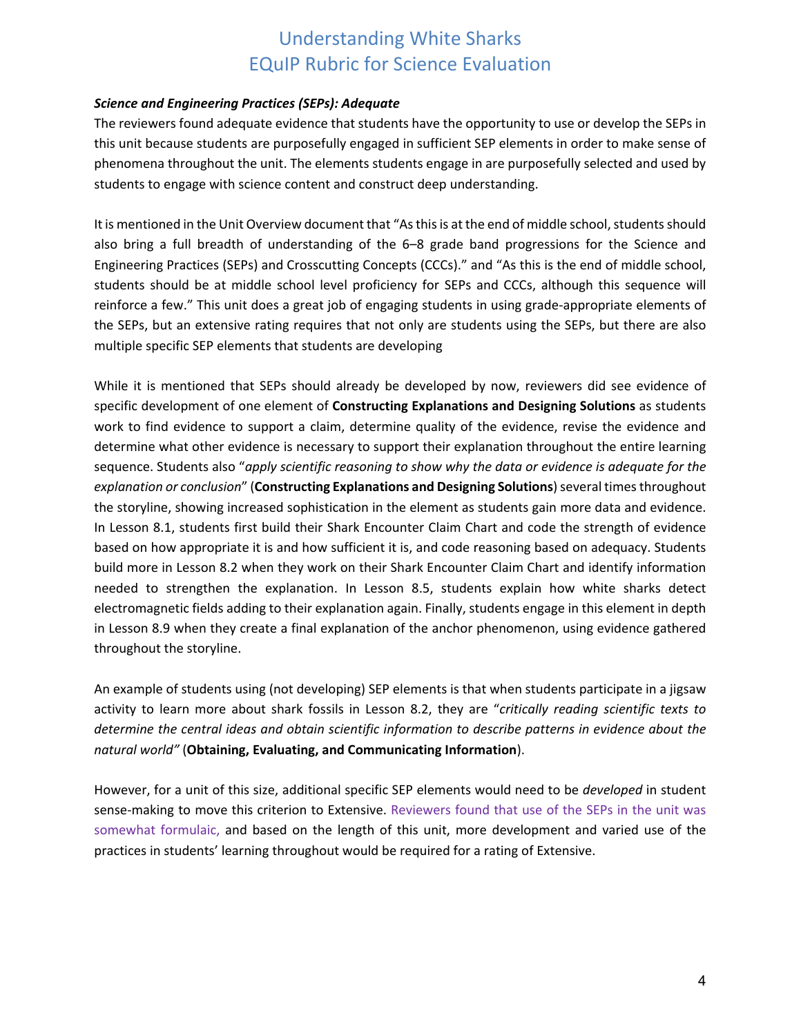### *Science and Engineering Practices (SEPs): Adequate*

The reviewers found adequate evidence that students have the opportunity to use or develop the SEPs in this unit because students are purposefully engaged in sufficient SEP elements in order to make sense of phenomena throughout the unit. The elements students engage in are purposefully selected and used by students to engage with science content and construct deep understanding.

It is mentioned in the Unit Overview document that "As this is at the end of middle school, students should also bring a full breadth of understanding of the 6–8 grade band progressions for the Science and Engineering Practices (SEPs) and Crosscutting Concepts (CCCs)." and "As this is the end of middle school, students should be at middle school level proficiency for SEPs and CCCs, although this sequence will reinforce a few." This unit does a great job of engaging students in using grade-appropriate elements of the SEPs, but an extensive rating requires that not only are students using the SEPs, but there are also multiple specific SEP elements that students are developing

While it is mentioned that SEPs should already be developed by now, reviewers did see evidence of specific development of one element of **Constructing Explanations and Designing Solutions** as students work to find evidence to support a claim, determine quality of the evidence, revise the evidence and determine what other evidence is necessary to support their explanation throughout the entire learning sequence. Students also "*apply scientific reasoning to show why the data or evidence is adequate for the explanation or conclusion*" (**Constructing Explanations and Designing Solutions**) several times throughout the storyline, showing increased sophistication in the element as students gain more data and evidence. In Lesson 8.1, students first build their Shark Encounter Claim Chart and code the strength of evidence based on how appropriate it is and how sufficient it is, and code reasoning based on adequacy. Students build more in Lesson 8.2 when they work on their Shark Encounter Claim Chart and identify information needed to strengthen the explanation. In Lesson 8.5, students explain how white sharks detect electromagnetic fields adding to their explanation again. Finally, students engage in this element in depth in Lesson 8.9 when they create a final explanation of the anchor phenomenon, using evidence gathered throughout the storyline.

An example of students using (not developing) SEP elements is that when students participate in a jigsaw activity to learn more about shark fossils in Lesson 8.2, they are "*critically reading scientific texts to determine the central ideas and obtain scientific information to describe patterns in evidence about the natural world"* (**Obtaining, Evaluating, and Communicating Information**).

However, for a unit of this size, additional specific SEP elements would need to be *developed* in student sense-making to move this criterion to Extensive. Reviewers found that use of the SEPs in the unit was somewhat formulaic, and based on the length of this unit, more development and varied use of the practices in students' learning throughout would be required for a rating of Extensive.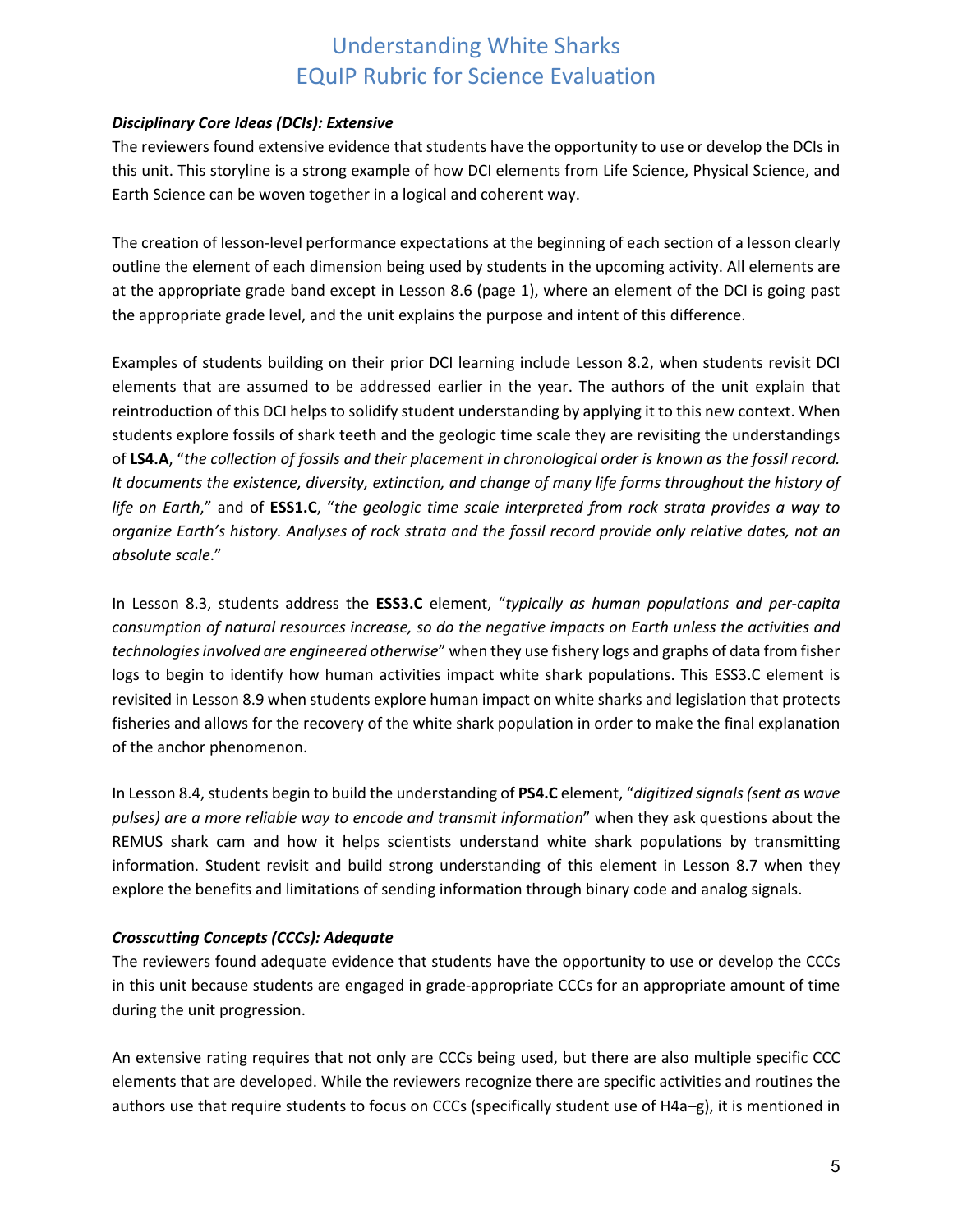***Disciplinary Core Ideas (DCIs): Extensive***

The reviewers found extensive evidence that students have the opportunity to use or develop the DCIs in this unit. This storyline is a strong example of how DCI elements from Life Science, Physical Science, and Earth Science can be woven together in a logical and coherent way.

The creation of lesson-level performance expectations at the beginning of each section of a lesson clearly outline the element of each dimension being used by students in the upcoming activity. All elements are at the appropriate grade band except in Lesson 8.6 (page 1), where an element of the DCI is going past the appropriate grade level, and the unit explains the purpose and intent of this difference.

Examples of students building on their prior DCI learning include Lesson 8.2, when students revisit DCI elements that are assumed to be addressed earlier in the year. The authors of the unit explain that reintroduction of this DCI helps to solidify student understanding by applying it to this new context. When students explore fossils of shark teeth and the geologic time scale they are revisiting the understandings of **LS4.A**, "*the collection of fossils and their placement in chronological order is known as the fossil record. It documents the existence, diversity, extinction, and change of many life forms throughout the history of life on Earth*," and of **ESS1.C**, "*the geologic time scale interpreted from rock strata provides a way to organize Earth's history. Analyses of rock strata and the fossil record provide only relative dates, not an absolute scale*."

In Lesson 8.3, students address the **ESS3.C** element, "*typically as human populations and per-capita consumption of natural resources increase, so do the negative impacts on Earth unless the activities and technologies involved are engineered otherwise*" when they use fishery logs and graphs of data from fisher logs to begin to identify how human activities impact white shark populations. This ESS3.C element is revisited in Lesson 8.9 when students explore human impact on white sharks and legislation that protects fisheries and allows for the recovery of the white shark population in order to make the final explanation of the anchor phenomenon.

In Lesson 8.4, students begin to build the understanding of **PS4.C** element, "*digitized signals (sent as wave pulses) are a more reliable way to encode and transmit information*" when they ask questions about the REMUS shark cam and how it helps scientists understand white shark populations by transmitting information. Student revisit and build strong understanding of this element in Lesson 8.7 when they explore the benefits and limitations of sending information through binary code and analog signals.

***Crosscutting Concepts (CCCs): Adequate***

The reviewers found adequate evidence that students have the opportunity to use or develop the CCCs in this unit because students are engaged in grade-appropriate CCCs for an appropriate amount of time during the unit progression.

An extensive rating requires that not only are CCCs being used, but there are also multiple specific CCC elements that are developed. While the reviewers recognize there are specific activities and routines the authors use that require students to focus on CCCs (specifically student use of H4a–g), it is mentioned in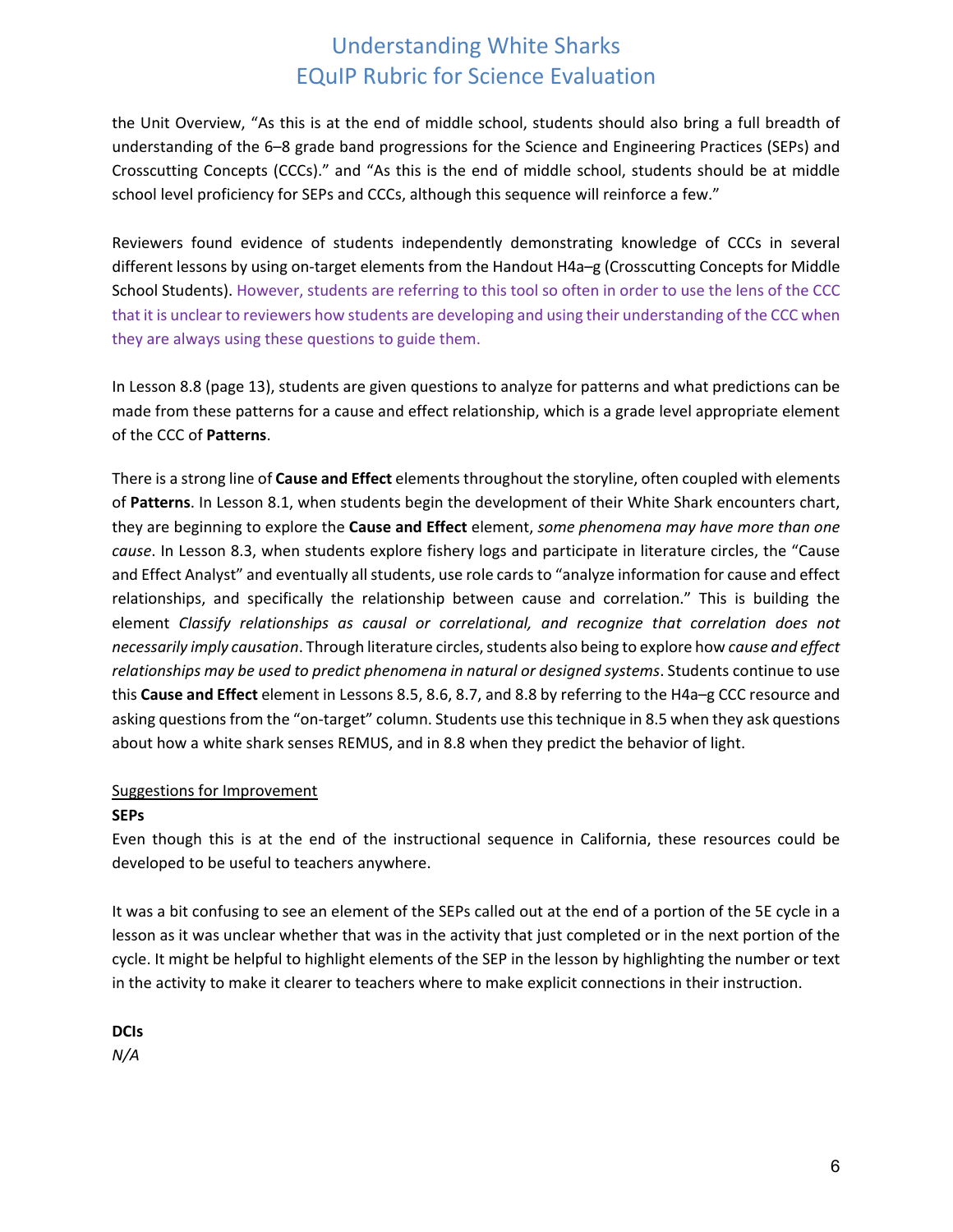the Unit Overview, "As this is at the end of middle school, students should also bring a full breadth of understanding of the 6–8 grade band progressions for the Science and Engineering Practices (SEPs) and Crosscutting Concepts (CCCs)." and "As this is the end of middle school, students should be at middle school level proficiency for SEPs and CCCs, although this sequence will reinforce a few."

Reviewers found evidence of students independently demonstrating knowledge of CCCs in several different lessons by using on-target elements from the Handout H4a–g (Crosscutting Concepts for Middle School Students). However, students are referring to this tool so often in order to use the lens of the CCC that it is unclear to reviewers how students are developing and using their understanding of the CCC when they are always using these questions to guide them.

In Lesson 8.8 (page 13), students are given questions to analyze for patterns and what predictions can be made from these patterns for a cause and effect relationship, which is a grade level appropriate element of the CCC of **Patterns**.

There is a strong line of **Cause and Effect** elements throughout the storyline, often coupled with elements of **Patterns**. In Lesson 8.1, when students begin the development of their White Shark encounters chart, they are beginning to explore the **Cause and Effect** element, *some phenomena may have more than one cause*. In Lesson 8.3, when students explore fishery logs and participate in literature circles, the "Cause and Effect Analyst" and eventually all students, use role cards to "analyze information for cause and effect relationships, and specifically the relationship between cause and correlation." This is building the element *Classify relationships as causal or correlational, and recognize that correlation does not necessarily imply causation*. Through literature circles, students also being to explore how *cause and effect relationships may be used to predict phenomena in natural or designed systems*. Students continue to use this **Cause and Effect** element in Lessons 8.5, 8.6, 8.7, and 8.8 by referring to the H4a–g CCC resource and asking questions from the "on-target" column. Students use this technique in 8.5 when they ask questions about how a white shark senses REMUS, and in 8.8 when they predict the behavior of light.

Suggestions for Improvement

**SEPs**

Even though this is at the end of the instructional sequence in California, these resources could be developed to be useful to teachers anywhere.

It was a bit confusing to see an element of the SEPs called out at the end of a portion of the 5E cycle in a lesson as it was unclear whether that was in the activity that just completed or in the next portion of the cycle. It might be helpful to highlight elements of the SEP in the lesson by highlighting the number or text in the activity to make it clearer to teachers where to make explicit connections in their instruction.

**DCIs**

*N/A*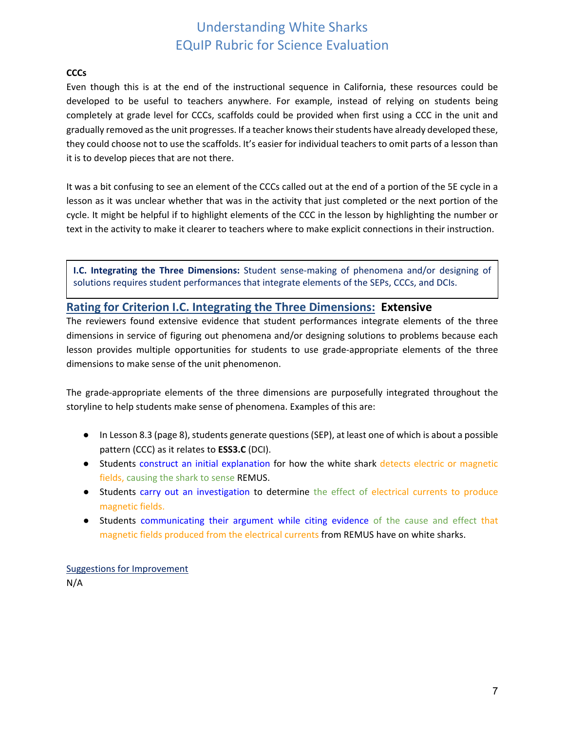**CCCs**

Even though this is at the end of the instructional sequence in California, these resources could be developed to be useful to teachers anywhere. For example, instead of relying on students being completely at grade level for CCCs, scaffolds could be provided when first using a CCC in the unit and gradually removed as the unit progresses. If a teacher knows their students have already developed these, they could choose not to use the scaffolds. It's easier for individual teachers to omit parts of a lesson than it is to develop pieces that are not there.

It was a bit confusing to see an element of the CCCs called out at the end of a portion of the 5E cycle in a lesson as it was unclear whether that was in the activity that just completed or the next portion of the cycle. It might be helpful if to highlight elements of the CCC in the lesson by highlighting the number or text in the activity to make it clearer to teachers where to make explicit connections in their instruction.

> **I.C. Integrating the Three Dimensions:** Student sense-making of phenomena and/or designing of solutions requires student performances that integrate elements of the SEPs, CCCs, and DCIs.

## Rating for Criterion I.C. Integrating the Three Dimensions: Extensive

The reviewers found extensive evidence that student performances integrate elements of the three dimensions in service of figuring out phenomena and/or designing solutions to problems because each lesson provides multiple opportunities for students to use grade-appropriate elements of the three dimensions to make sense of the unit phenomenon.

The grade-appropriate elements of the three dimensions are purposefully integrated throughout the storyline to help students make sense of phenomena. Examples of this are:

- In Lesson 8.3 (page 8), students generate questions (SEP), at least one of which is about a possible pattern (CCC) as it relates to **ESS3.C** (DCI).
- Students construct an initial explanation for how the white shark detects electric or magnetic fields, causing the shark to sense REMUS.
- Students carry out an investigation to determine the effect of electrical currents to produce magnetic fields.
- Students communicating their argument while citing evidence of the cause and effect that magnetic fields produced from the electrical currents from REMUS have on white sharks.

Suggestions for Improvement

N/A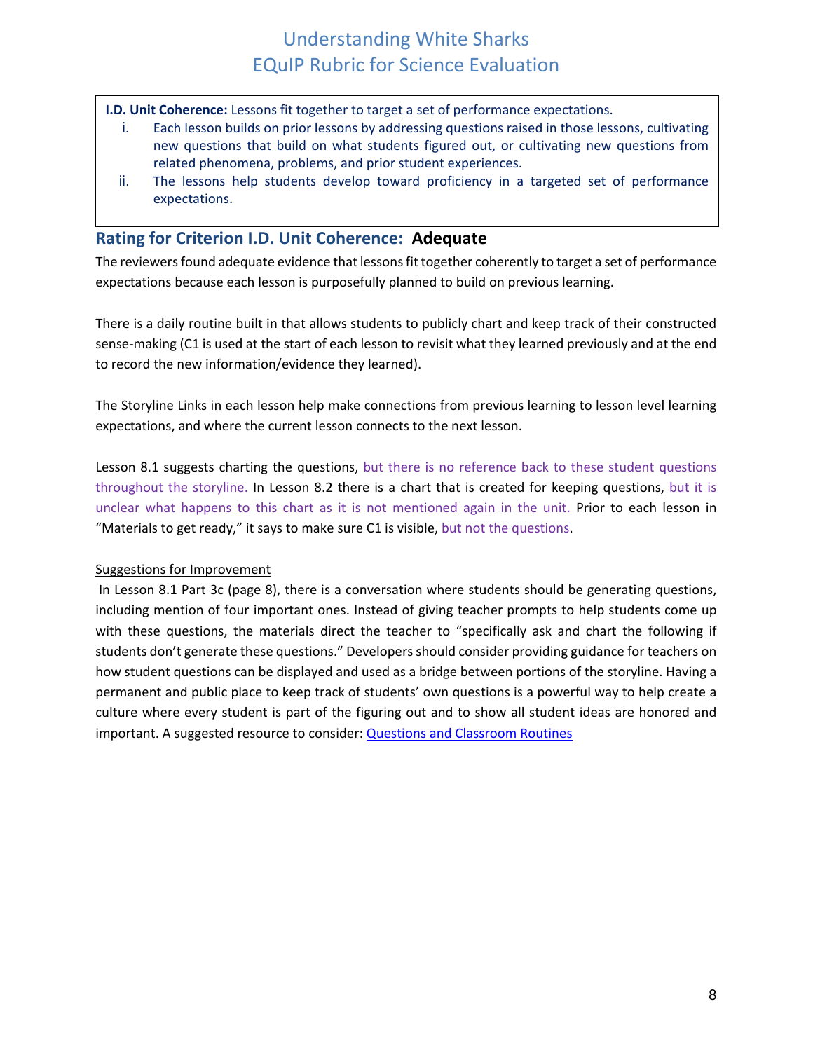**I.D. Unit Coherence:** Lessons fit together to target a set of performance expectations.

i. Each lesson builds on prior lessons by addressing questions raised in those lessons, cultivating new questions that build on what students figured out, or cultivating new questions from related phenomena, problems, and prior student experiences.

ii. The lessons help students develop toward proficiency in a targeted set of performance expectations.

## Rating for Criterion I.D. Unit Coherence: **Adequate**

The reviewers found adequate evidence that lessons fit together coherently to target a set of performance expectations because each lesson is purposefully planned to build on previous learning.

There is a daily routine built in that allows students to publicly chart and keep track of their constructed sense-making (C1 is used at the start of each lesson to revisit what they learned previously and at the end to record the new information/evidence they learned).

The Storyline Links in each lesson help make connections from previous learning to lesson level learning expectations, and where the current lesson connects to the next lesson.

Lesson 8.1 suggests charting the questions, but there is no reference back to these student questions throughout the storyline. In Lesson 8.2 there is a chart that is created for keeping questions, but it is unclear what happens to this chart as it is not mentioned again in the unit. Prior to each lesson in "Materials to get ready," it says to make sure C1 is visible, but not the questions.

Suggestions for Improvement

In Lesson 8.1 Part 3c (page 8), there is a conversation where students should be generating questions, including mention of four important ones. Instead of giving teacher prompts to help students come up with these questions, the materials direct the teacher to "specifically ask and chart the following if students don't generate these questions." Developers should consider providing guidance for teachers on how student questions can be displayed and used as a bridge between portions of the storyline. Having a permanent and public place to keep track of students' own questions is a powerful way to help create a culture where every student is part of the figuring out and to show all student ideas are honored and important. A suggested resource to consider: Questions and Classroom Routines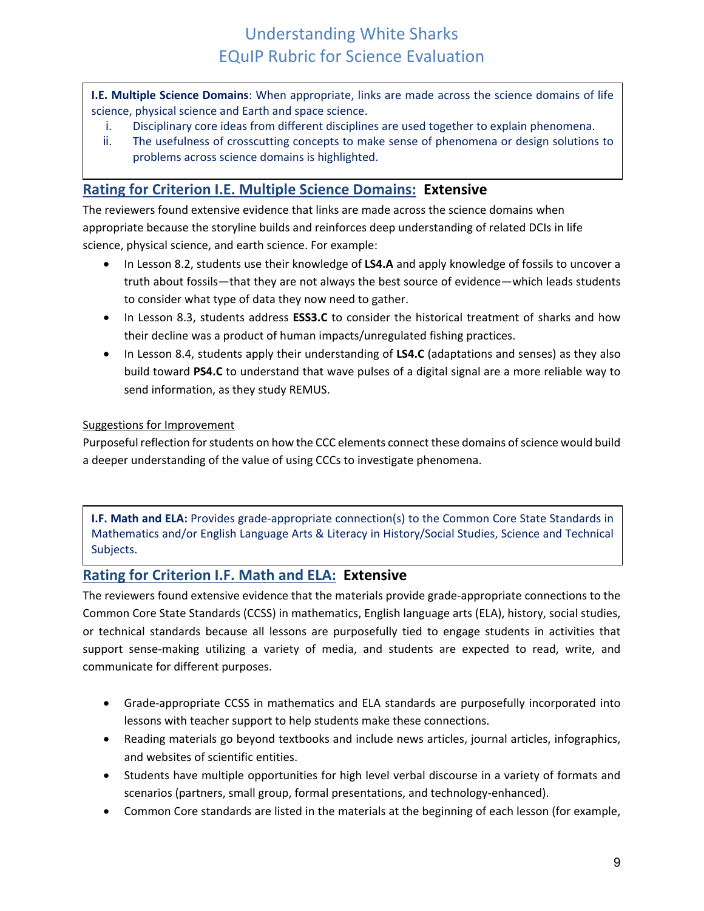**I.E. Multiple Science Domains**: When appropriate, links are made across the science domains of life science, physical science and Earth and space science.

i. Disciplinary core ideas from different disciplines are used together to explain phenomena.
ii. The usefulness of crosscutting concepts to make sense of phenomena or design solutions to problems across science domains is highlighted.

## Rating for Criterion I.E. Multiple Science Domains: Extensive

The reviewers found extensive evidence that links are made across the science domains when appropriate because the storyline builds and reinforces deep understanding of related DCIs in life science, physical science, and earth science. For example:

- In Lesson 8.2, students use their knowledge of **LS4.A** and apply knowledge of fossils to uncover a truth about fossils—that they are not always the best source of evidence—which leads students to consider what type of data they now need to gather.
- In Lesson 8.3, students address **ESS3.C** to consider the historical treatment of sharks and how their decline was a product of human impacts/unregulated fishing practices.
- In Lesson 8.4, students apply their understanding of **LS4.C** (adaptations and senses) as they also build toward **PS4.C** to understand that wave pulses of a digital signal are a more reliable way to send information, as they study REMUS.

Suggestions for Improvement

Purposeful reflection for students on how the CCC elements connect these domains of science would build a deeper understanding of the value of using CCCs to investigate phenomena.

**I.F. Math and ELA:** Provides grade-appropriate connection(s) to the Common Core State Standards in Mathematics and/or English Language Arts & Literacy in History/Social Studies, Science and Technical Subjects.

## Rating for Criterion I.F. Math and ELA: Extensive

The reviewers found extensive evidence that the materials provide grade-appropriate connections to the Common Core State Standards (CCSS) in mathematics, English language arts (ELA), history, social studies, or technical standards because all lessons are purposefully tied to engage students in activities that support sense-making utilizing a variety of media, and students are expected to read, write, and communicate for different purposes.

- Grade-appropriate CCSS in mathematics and ELA standards are purposefully incorporated into lessons with teacher support to help students make these connections.
- Reading materials go beyond textbooks and include news articles, journal articles, infographics, and websites of scientific entities.
- Students have multiple opportunities for high level verbal discourse in a variety of formats and scenarios (partners, small group, formal presentations, and technology-enhanced).
- Common Core standards are listed in the materials at the beginning of each lesson (for example,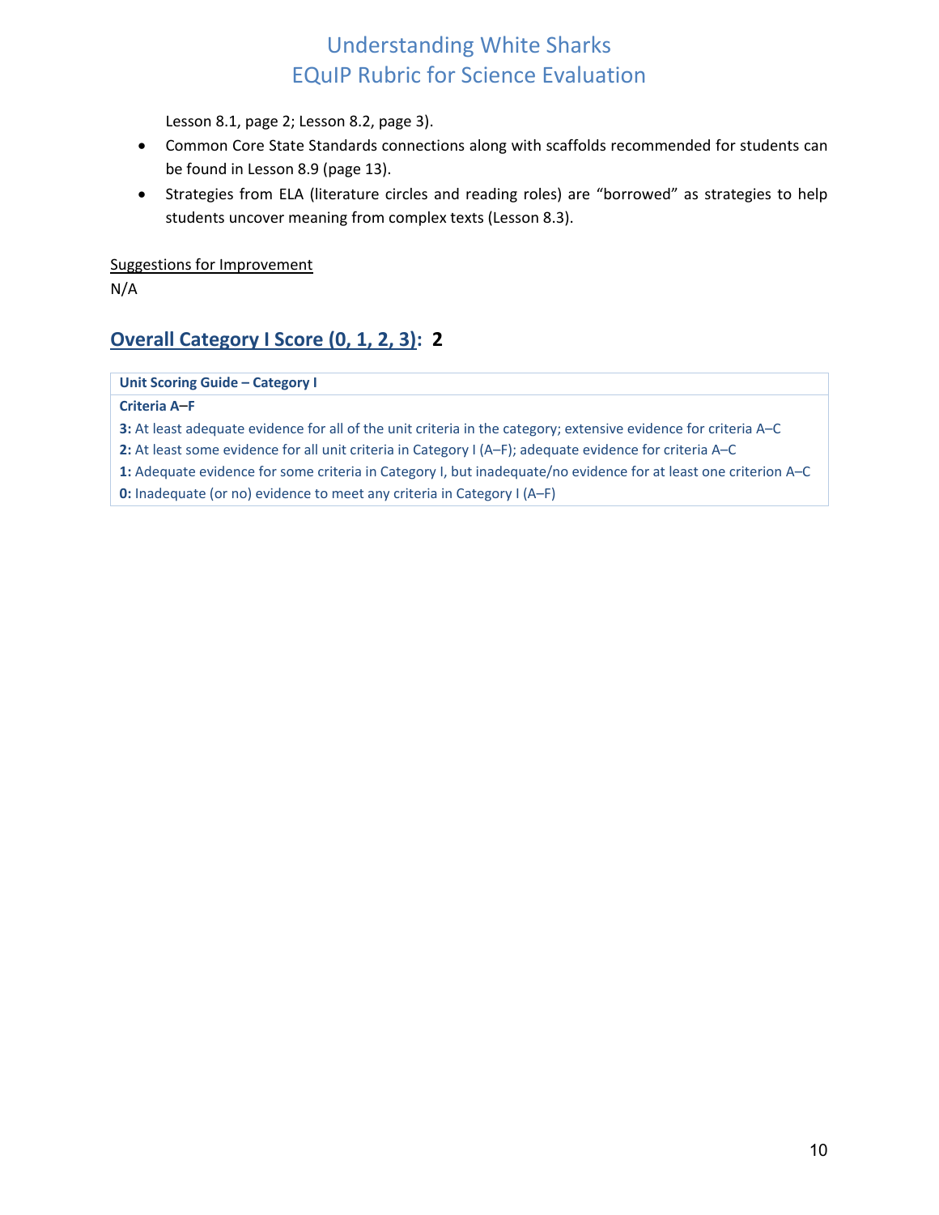Lesson 8.1, page 2; Lesson 8.2, page 3).

- Common Core State Standards connections along with scaffolds recommended for students can be found in Lesson 8.9 (page 13).
- Strategies from ELA (literature circles and reading roles) are "borrowed" as strategies to help students uncover meaning from complex texts (Lesson 8.3).

Suggestions for Improvement

N/A

## Overall Category I Score (0, 1, 2, 3): 2

| Unit Scoring Guide – Category I |
| --- |
| **Criteria A–F** |
| **3:** At least adequate evidence for all of the unit criteria in the category; extensive evidence for criteria A–C |
| **2:** At least some evidence for all unit criteria in Category I (A–F); adequate evidence for criteria A–C |
| **1:** Adequate evidence for some criteria in Category I, but inadequate/no evidence for at least one criterion A–C |
| **0:** Inadequate (or no) evidence to meet any criteria in Category I (A–F) |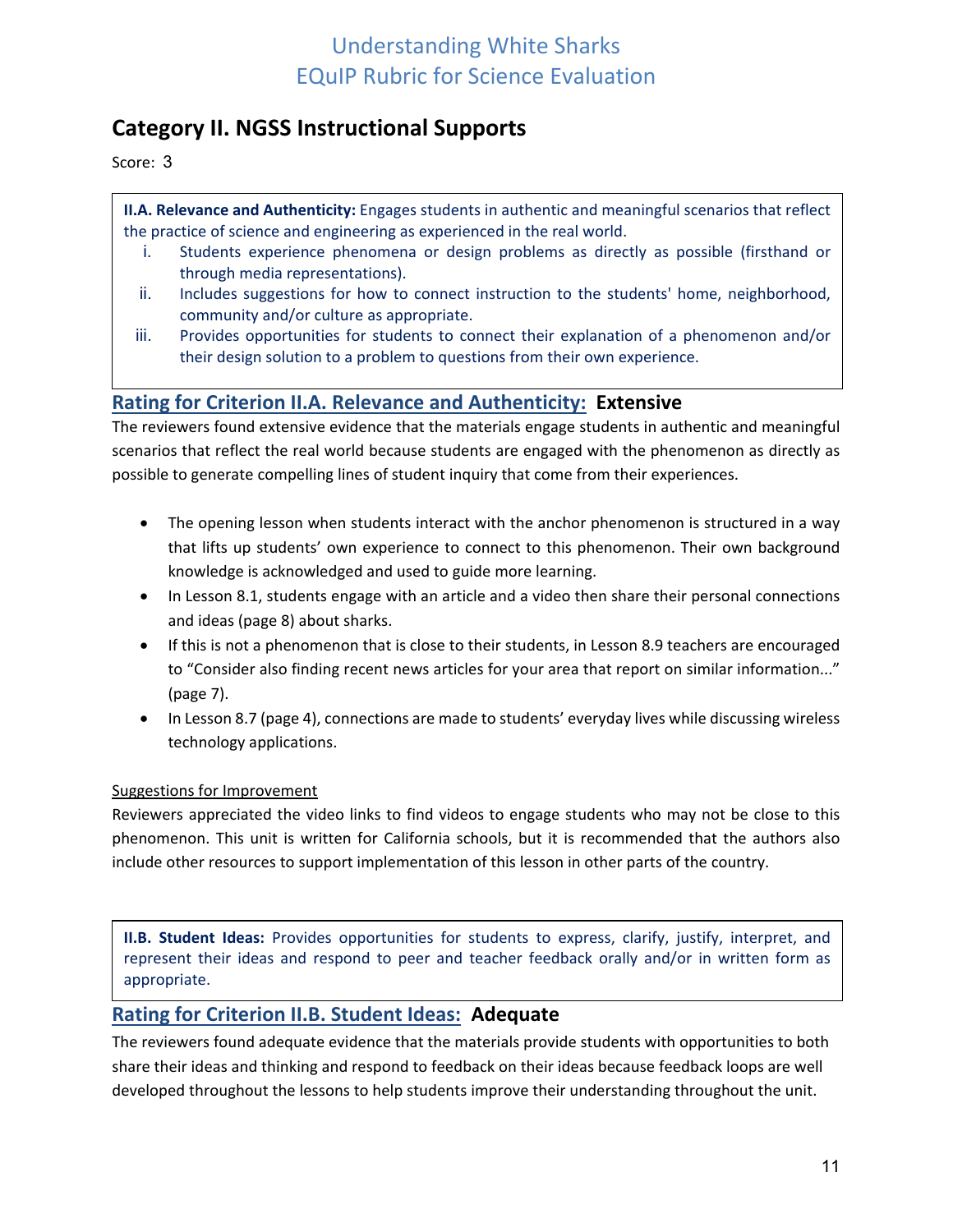## Category II. NGSS Instructional Supports

Score: 3

**II.A. Relevance and Authenticity:** Engages students in authentic and meaningful scenarios that reflect the practice of science and engineering as experienced in the real world.

i. Students experience phenomena or design problems as directly as possible (firsthand or through media representations).
ii. Includes suggestions for how to connect instruction to the students' home, neighborhood, community and/or culture as appropriate.
iii. Provides opportunities for students to connect their explanation of a phenomenon and/or their design solution to a problem to questions from their own experience.

### Rating for Criterion II.A. Relevance and Authenticity: **Extensive**

The reviewers found extensive evidence that the materials engage students in authentic and meaningful scenarios that reflect the real world because students are engaged with the phenomenon as directly as possible to generate compelling lines of student inquiry that come from their experiences.

- The opening lesson when students interact with the anchor phenomenon is structured in a way that lifts up students' own experience to connect to this phenomenon. Their own background knowledge is acknowledged and used to guide more learning.
- In Lesson 8.1, students engage with an article and a video then share their personal connections and ideas (page 8) about sharks.
- If this is not a phenomenon that is close to their students, in Lesson 8.9 teachers are encouraged to "Consider also finding recent news articles for your area that report on similar information..." (page 7).
- In Lesson 8.7 (page 4), connections are made to students' everyday lives while discussing wireless technology applications.

Suggestions for Improvement

Reviewers appreciated the video links to find videos to engage students who may not be close to this phenomenon. This unit is written for California schools, but it is recommended that the authors also include other resources to support implementation of this lesson in other parts of the country.

**II.B. Student Ideas:** Provides opportunities for students to express, clarify, justify, interpret, and represent their ideas and respond to peer and teacher feedback orally and/or in written form as appropriate.

### Rating for Criterion II.B. Student Ideas: **Adequate**

The reviewers found adequate evidence that the materials provide students with opportunities to both share their ideas and thinking and respond to feedback on their ideas because feedback loops are well developed throughout the lessons to help students improve their understanding throughout the unit.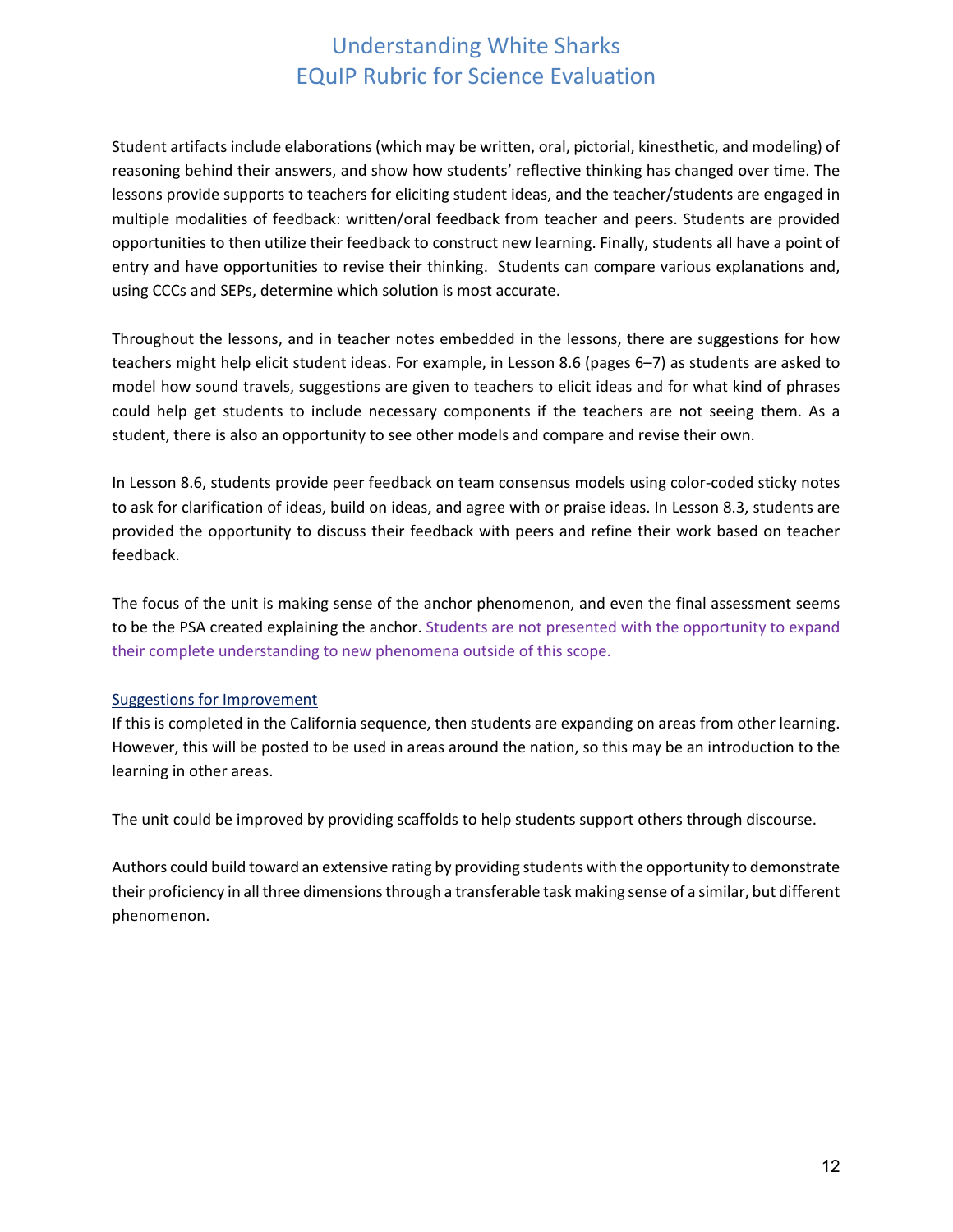Student artifacts include elaborations (which may be written, oral, pictorial, kinesthetic, and modeling) of reasoning behind their answers, and show how students' reflective thinking has changed over time. The lessons provide supports to teachers for eliciting student ideas, and the teacher/students are engaged in multiple modalities of feedback: written/oral feedback from teacher and peers. Students are provided opportunities to then utilize their feedback to construct new learning. Finally, students all have a point of entry and have opportunities to revise their thinking. Students can compare various explanations and, using CCCs and SEPs, determine which solution is most accurate.

Throughout the lessons, and in teacher notes embedded in the lessons, there are suggestions for how teachers might help elicit student ideas. For example, in Lesson 8.6 (pages 6–7) as students are asked to model how sound travels, suggestions are given to teachers to elicit ideas and for what kind of phrases could help get students to include necessary components if the teachers are not seeing them. As a student, there is also an opportunity to see other models and compare and revise their own.

In Lesson 8.6, students provide peer feedback on team consensus models using color-coded sticky notes to ask for clarification of ideas, build on ideas, and agree with or praise ideas. In Lesson 8.3, students are provided the opportunity to discuss their feedback with peers and refine their work based on teacher feedback.

The focus of the unit is making sense of the anchor phenomenon, and even the final assessment seems to be the PSA created explaining the anchor. Students are not presented with the opportunity to expand their complete understanding to new phenomena outside of this scope.

Suggestions for Improvement

If this is completed in the California sequence, then students are expanding on areas from other learning. However, this will be posted to be used in areas around the nation, so this may be an introduction to the learning in other areas.

The unit could be improved by providing scaffolds to help students support others through discourse.

Authors could build toward an extensive rating by providing students with the opportunity to demonstrate their proficiency in all three dimensions through a transferable task making sense of a similar, but different phenomenon.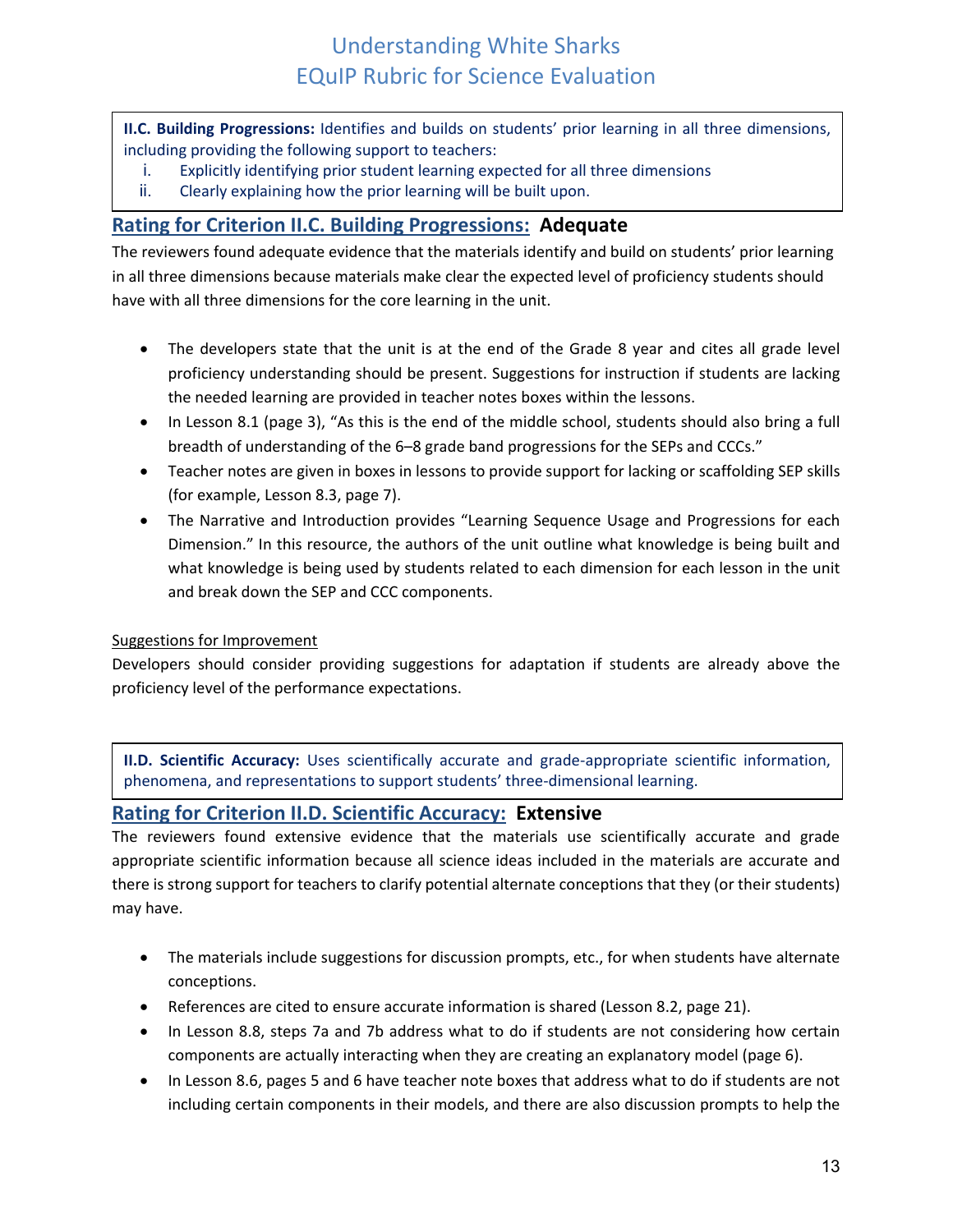**II.C. Building Progressions:** Identifies and builds on students' prior learning in all three dimensions, including providing the following support to teachers:

i. Explicitly identifying prior student learning expected for all three dimensions
ii. Clearly explaining how the prior learning will be built upon.

## Rating for Criterion II.C. Building Progressions: Adequate

The reviewers found adequate evidence that the materials identify and build on students' prior learning in all three dimensions because materials make clear the expected level of proficiency students should have with all three dimensions for the core learning in the unit.

- The developers state that the unit is at the end of the Grade 8 year and cites all grade level proficiency understanding should be present. Suggestions for instruction if students are lacking the needed learning are provided in teacher notes boxes within the lessons.
- In Lesson 8.1 (page 3), "As this is the end of the middle school, students should also bring a full breadth of understanding of the 6–8 grade band progressions for the SEPs and CCCs."
- Teacher notes are given in boxes in lessons to provide support for lacking or scaffolding SEP skills (for example, Lesson 8.3, page 7).
- The Narrative and Introduction provides "Learning Sequence Usage and Progressions for each Dimension." In this resource, the authors of the unit outline what knowledge is being built and what knowledge is being used by students related to each dimension for each lesson in the unit and break down the SEP and CCC components.

Suggestions for Improvement

Developers should consider providing suggestions for adaptation if students are already above the proficiency level of the performance expectations.

**II.D. Scientific Accuracy:** Uses scientifically accurate and grade-appropriate scientific information, phenomena, and representations to support students' three-dimensional learning.

## Rating for Criterion II.D. Scientific Accuracy: Extensive

The reviewers found extensive evidence that the materials use scientifically accurate and grade appropriate scientific information because all science ideas included in the materials are accurate and there is strong support for teachers to clarify potential alternate conceptions that they (or their students) may have.

- The materials include suggestions for discussion prompts, etc., for when students have alternate conceptions.
- References are cited to ensure accurate information is shared (Lesson 8.2, page 21).
- In Lesson 8.8, steps 7a and 7b address what to do if students are not considering how certain components are actually interacting when they are creating an explanatory model (page 6).
- In Lesson 8.6, pages 5 and 6 have teacher note boxes that address what to do if students are not including certain components in their models, and there are also discussion prompts to help the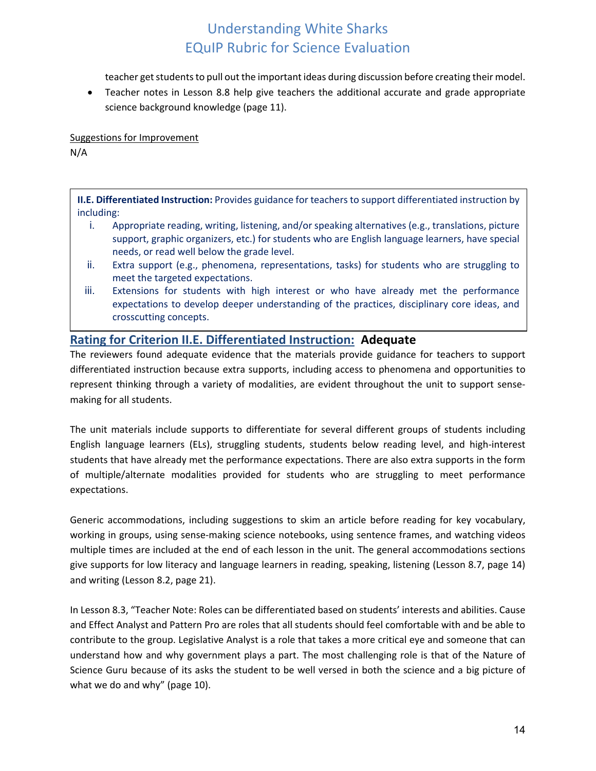teacher get students to pull out the important ideas during discussion before creating their model.

- Teacher notes in Lesson 8.8 help give teachers the additional accurate and grade appropriate science background knowledge (page 11).

Suggestions for Improvement

N/A

**II.E. Differentiated Instruction:** Provides guidance for teachers to support differentiated instruction by including:

i. Appropriate reading, writing, listening, and/or speaking alternatives (e.g., translations, picture support, graphic organizers, etc.) for students who are English language learners, have special needs, or read well below the grade level.

ii. Extra support (e.g., phenomena, representations, tasks) for students who are struggling to meet the targeted expectations.

iii. Extensions for students with high interest or who have already met the performance expectations to develop deeper understanding of the practices, disciplinary core ideas, and crosscutting concepts.

## Rating for Criterion II.E. Differentiated Instruction: **Adequate**

The reviewers found adequate evidence that the materials provide guidance for teachers to support differentiated instruction because extra supports, including access to phenomena and opportunities to represent thinking through a variety of modalities, are evident throughout the unit to support sense-making for all students.

The unit materials include supports to differentiate for several different groups of students including English language learners (ELs), struggling students, students below reading level, and high-interest students that have already met the performance expectations. There are also extra supports in the form of multiple/alternate modalities provided for students who are struggling to meet performance expectations.

Generic accommodations, including suggestions to skim an article before reading for key vocabulary, working in groups, using sense-making science notebooks, using sentence frames, and watching videos multiple times are included at the end of each lesson in the unit. The general accommodations sections give supports for low literacy and language learners in reading, speaking, listening (Lesson 8.7, page 14) and writing (Lesson 8.2, page 21).

In Lesson 8.3, "Teacher Note: Roles can be differentiated based on students' interests and abilities. Cause and Effect Analyst and Pattern Pro are roles that all students should feel comfortable with and be able to contribute to the group. Legislative Analyst is a role that takes a more critical eye and someone that can understand how and why government plays a part. The most challenging role is that of the Nature of Science Guru because of its asks the student to be well versed in both the science and a big picture of what we do and why" (page 10).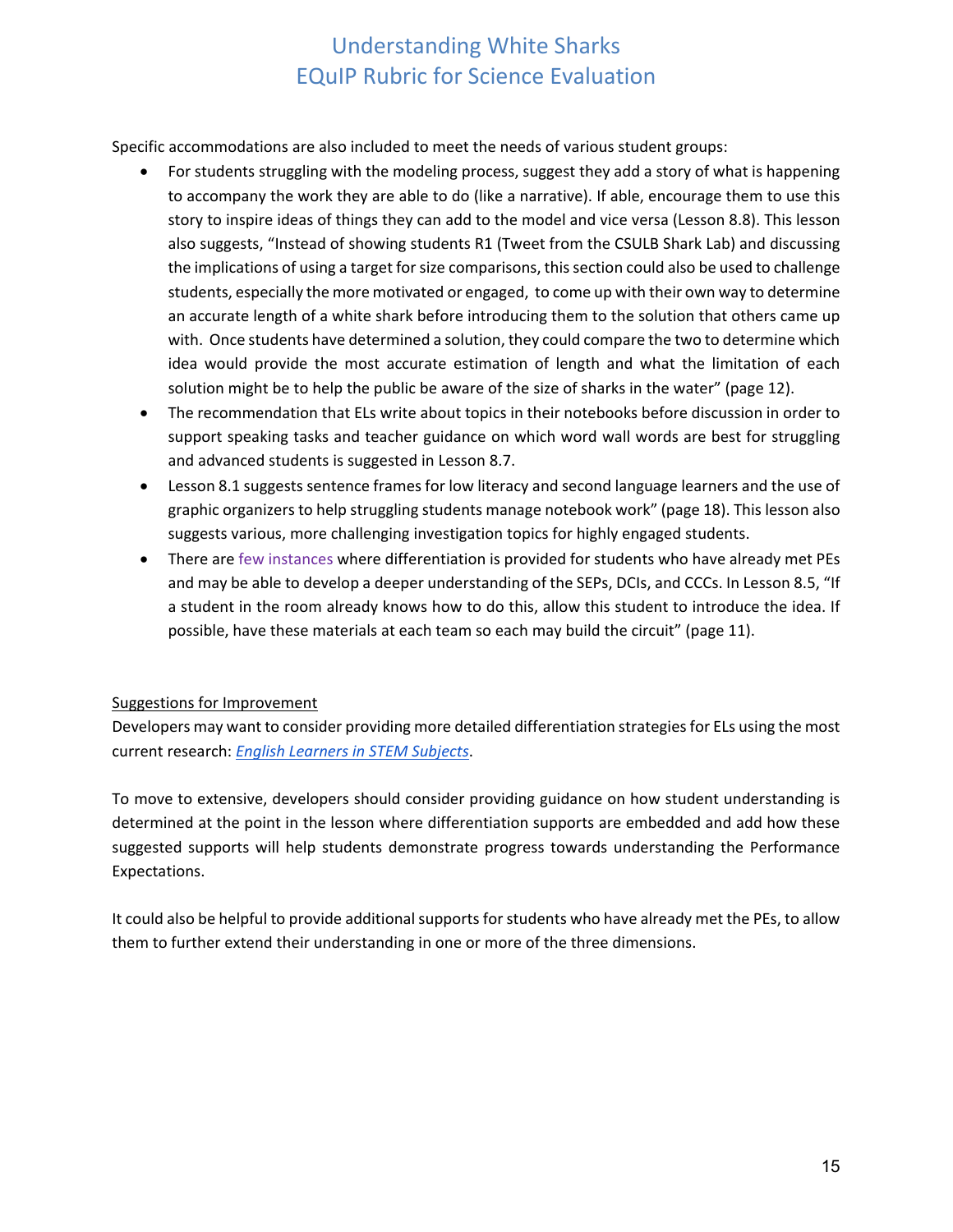Specific accommodations are also included to meet the needs of various student groups:

- For students struggling with the modeling process, suggest they add a story of what is happening to accompany the work they are able to do (like a narrative). If able, encourage them to use this story to inspire ideas of things they can add to the model and vice versa (Lesson 8.8). This lesson also suggests, "Instead of showing students R1 (Tweet from the CSULB Shark Lab) and discussing the implications of using a target for size comparisons, this section could also be used to challenge students, especially the more motivated or engaged, to come up with their own way to determine an accurate length of a white shark before introducing them to the solution that others came up with. Once students have determined a solution, they could compare the two to determine which idea would provide the most accurate estimation of length and what the limitation of each solution might be to help the public be aware of the size of sharks in the water" (page 12).
- The recommendation that ELs write about topics in their notebooks before discussion in order to support speaking tasks and teacher guidance on which word wall words are best for struggling and advanced students is suggested in Lesson 8.7.
- Lesson 8.1 suggests sentence frames for low literacy and second language learners and the use of graphic organizers to help struggling students manage notebook work" (page 18). This lesson also suggests various, more challenging investigation topics for highly engaged students.
- There are few instances where differentiation is provided for students who have already met PEs and may be able to develop a deeper understanding of the SEPs, DCIs, and CCCs. In Lesson 8.5, "If a student in the room already knows how to do this, allow this student to introduce the idea. If possible, have these materials at each team so each may build the circuit" (page 11).

Suggestions for Improvement

Developers may want to consider providing more detailed differentiation strategies for ELs using the most current research: *English Learners in STEM Subjects*.

To move to extensive, developers should consider providing guidance on how student understanding is determined at the point in the lesson where differentiation supports are embedded and add how these suggested supports will help students demonstrate progress towards understanding the Performance Expectations.

It could also be helpful to provide additional supports for students who have already met the PEs, to allow them to further extend their understanding in one or more of the three dimensions.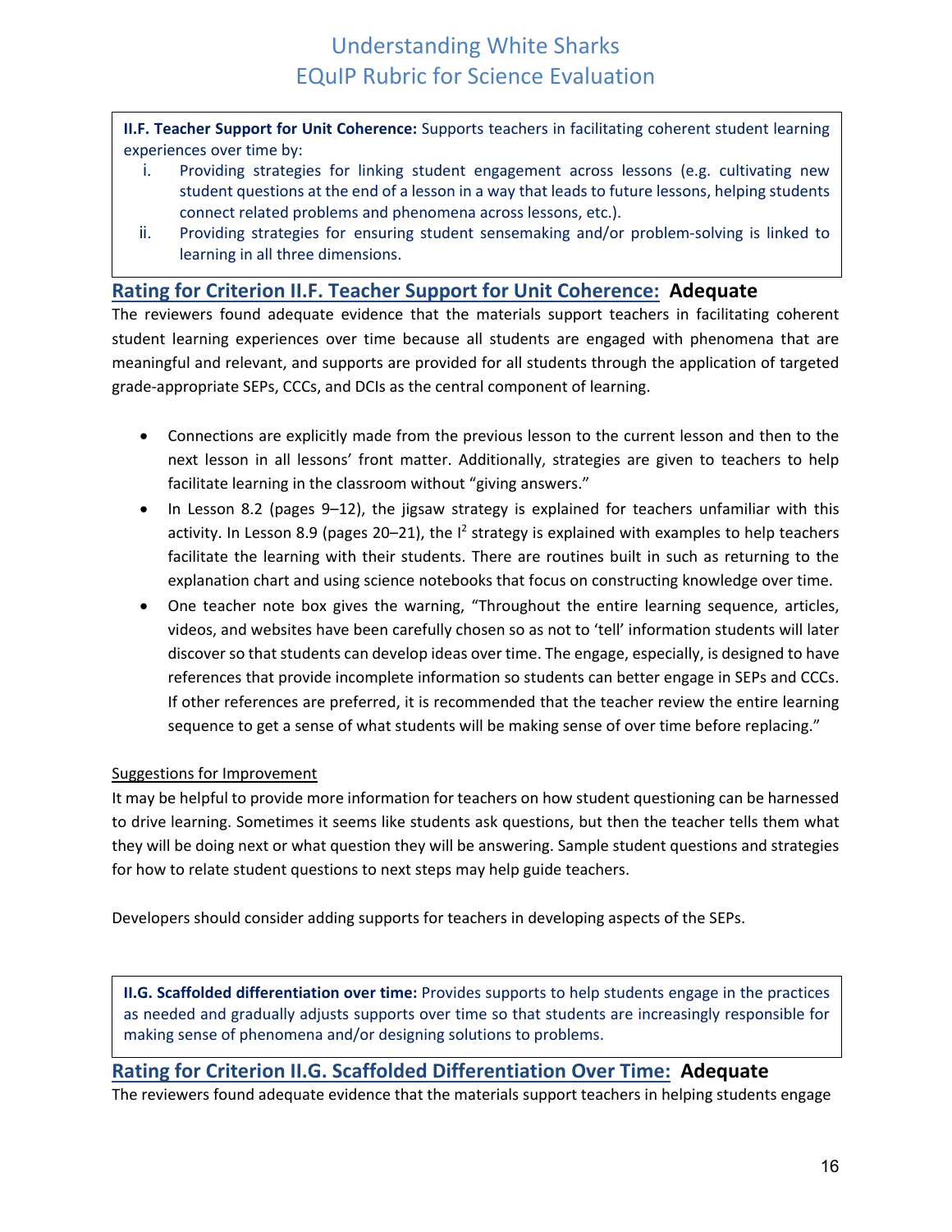**II.F. Teacher Support for Unit Coherence:** Supports teachers in facilitating coherent student learning experiences over time by:

i. Providing strategies for linking student engagement across lessons (e.g. cultivating new student questions at the end of a lesson in a way that leads to future lessons, helping students connect related problems and phenomena across lessons, etc.).

ii. Providing strategies for ensuring student sensemaking and/or problem-solving is linked to learning in all three dimensions.

## Rating for Criterion II.F. Teacher Support for Unit Coherence: Adequate

The reviewers found adequate evidence that the materials support teachers in facilitating coherent student learning experiences over time because all students are engaged with phenomena that are meaningful and relevant, and supports are provided for all students through the application of targeted grade-appropriate SEPs, CCCs, and DCIs as the central component of learning.

- Connections are explicitly made from the previous lesson to the current lesson and then to the next lesson in all lessons' front matter. Additionally, strategies are given to teachers to help facilitate learning in the classroom without "giving answers."
- In Lesson 8.2 (pages 9–12), the jigsaw strategy is explained for teachers unfamiliar with this activity. In Lesson 8.9 (pages 20–21), the $I^2$ strategy is explained with examples to help teachers facilitate the learning with their students. There are routines built in such as returning to the explanation chart and using science notebooks that focus on constructing knowledge over time.
- One teacher note box gives the warning, "Throughout the entire learning sequence, articles, videos, and websites have been carefully chosen so as not to 'tell' information students will later discover so that students can develop ideas over time. The engage, especially, is designed to have references that provide incomplete information so students can better engage in SEPs and CCCs. If other references are preferred, it is recommended that the teacher review the entire learning sequence to get a sense of what students will be making sense of over time before replacing."

Suggestions for Improvement

It may be helpful to provide more information for teachers on how student questioning can be harnessed to drive learning. Sometimes it seems like students ask questions, but then the teacher tells them what they will be doing next or what question they will be answering. Sample student questions and strategies for how to relate student questions to next steps may help guide teachers.

Developers should consider adding supports for teachers in developing aspects of the SEPs.

**II.G. Scaffolded differentiation over time:** Provides supports to help students engage in the practices as needed and gradually adjusts supports over time so that students are increasingly responsible for making sense of phenomena and/or designing solutions to problems.

## Rating for Criterion II.G. Scaffolded Differentiation Over Time: Adequate

The reviewers found adequate evidence that the materials support teachers in helping students engage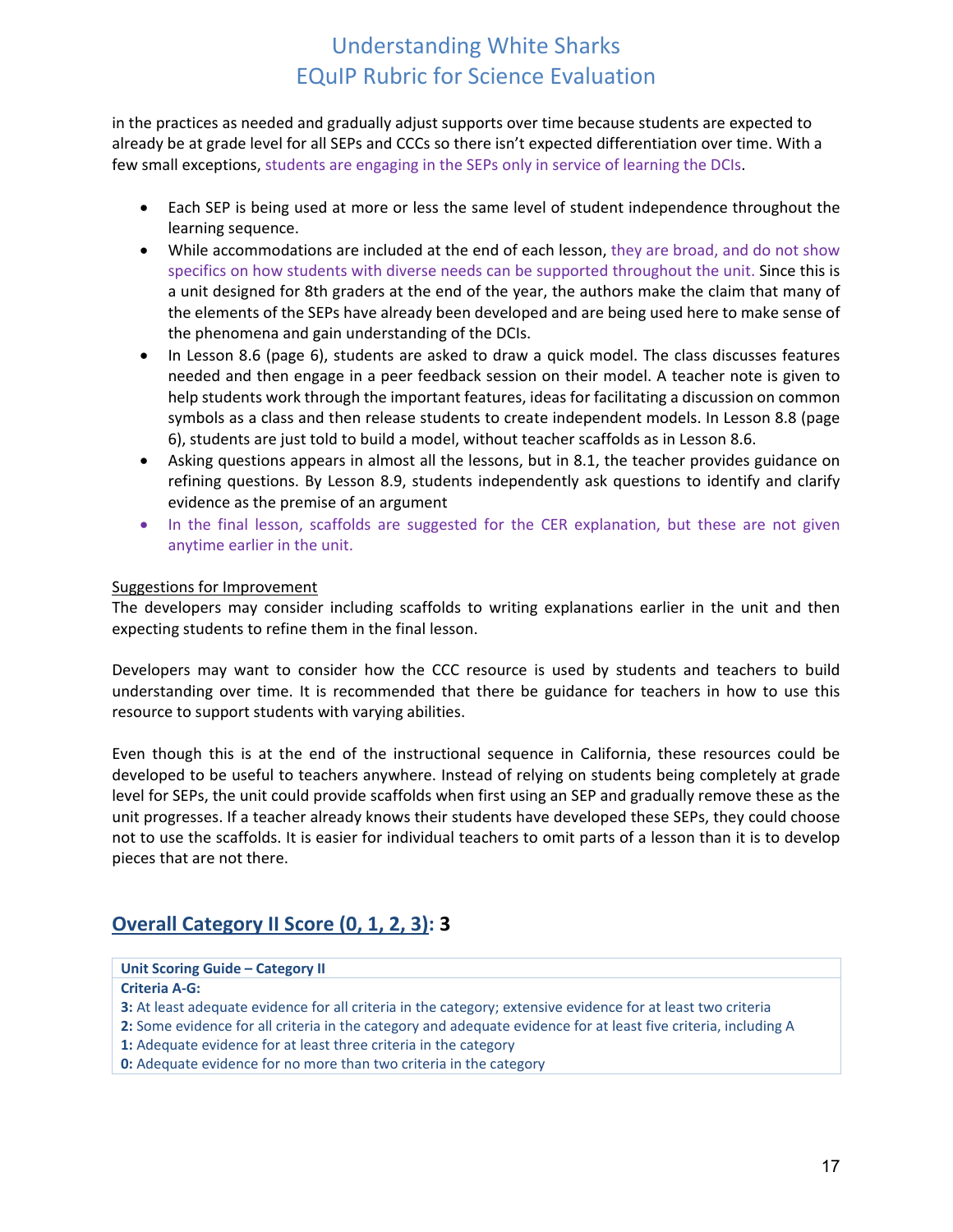in the practices as needed and gradually adjust supports over time because students are expected to already be at grade level for all SEPs and CCCs so there isn't expected differentiation over time. With a few small exceptions, students are engaging in the SEPs only in service of learning the DCIs.

- Each SEP is being used at more or less the same level of student independence throughout the learning sequence.
- While accommodations are included at the end of each lesson, they are broad, and do not show specifics on how students with diverse needs can be supported throughout the unit. Since this is a unit designed for 8th graders at the end of the year, the authors make the claim that many of the elements of the SEPs have already been developed and are being used here to make sense of the phenomena and gain understanding of the DCIs.
- In Lesson 8.6 (page 6), students are asked to draw a quick model. The class discusses features needed and then engage in a peer feedback session on their model. A teacher note is given to help students work through the important features, ideas for facilitating a discussion on common symbols as a class and then release students to create independent models. In Lesson 8.8 (page 6), students are just told to build a model, without teacher scaffolds as in Lesson 8.6.
- Asking questions appears in almost all the lessons, but in 8.1, the teacher provides guidance on refining questions. By Lesson 8.9, students independently ask questions to identify and clarify evidence as the premise of an argument
- In the final lesson, scaffolds are suggested for the CER explanation, but these are not given anytime earlier in the unit.

Suggestions for Improvement

The developers may consider including scaffolds to writing explanations earlier in the unit and then expecting students to refine them in the final lesson.

Developers may want to consider how the CCC resource is used by students and teachers to build understanding over time. It is recommended that there be guidance for teachers in how to use this resource to support students with varying abilities.

Even though this is at the end of the instructional sequence in California, these resources could be developed to be useful to teachers anywhere. Instead of relying on students being completely at grade level for SEPs, the unit could provide scaffolds when first using an SEP and gradually remove these as the unit progresses. If a teacher already knows their students have developed these SEPs, they could choose not to use the scaffolds. It is easier for individual teachers to omit parts of a lesson than it is to develop pieces that are not there.

## Overall Category II Score (0, 1, 2, 3): 3

| Unit Scoring Guide – Category II |
|---|
| **Criteria A-G:** |
| **3:** At least adequate evidence for all criteria in the category; extensive evidence for at least two criteria |
| **2:** Some evidence for all criteria in the category and adequate evidence for at least five criteria, including A |
| **1:** Adequate evidence for at least three criteria in the category |
| **0:** Adequate evidence for no more than two criteria in the category |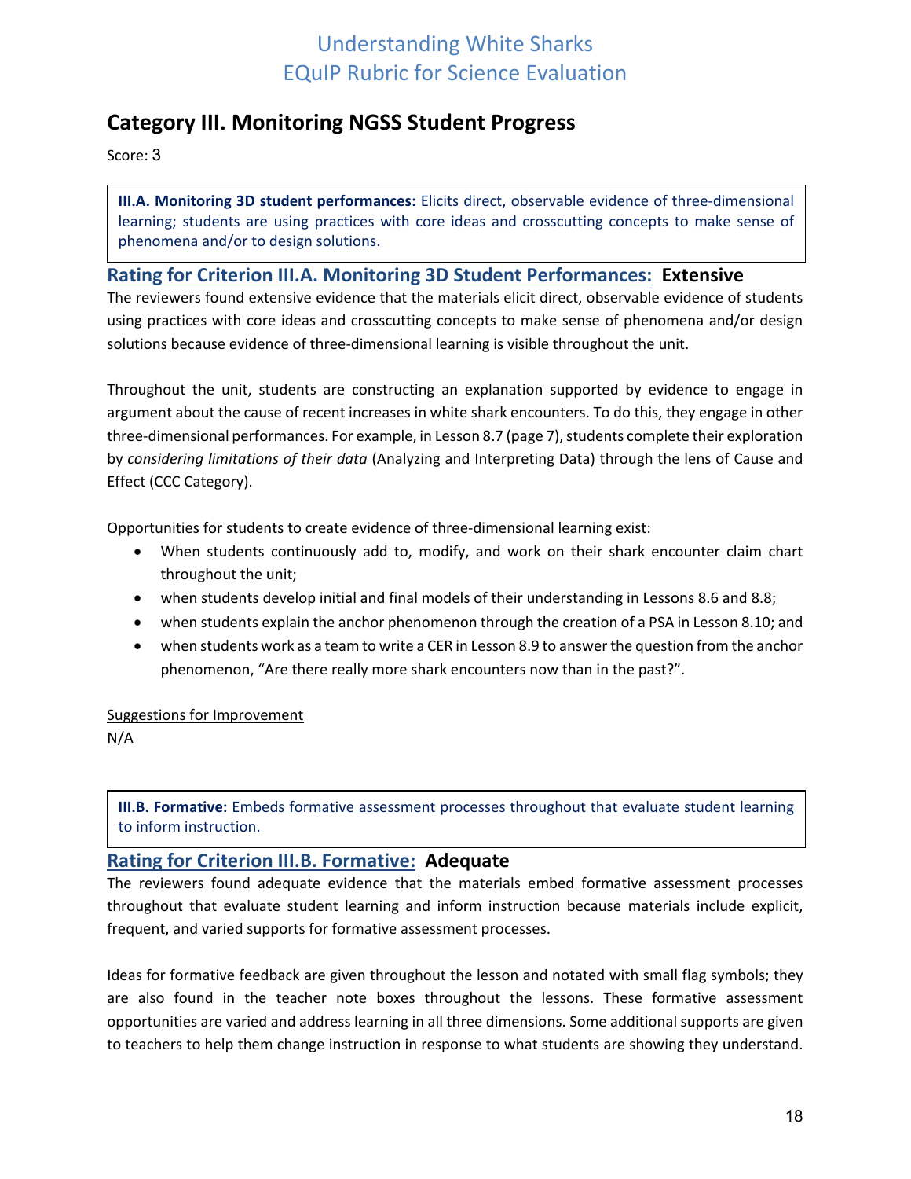## Category III. Monitoring NGSS Student Progress

Score: 3

> **III.A. Monitoring 3D student performances:** Elicits direct, observable evidence of three-dimensional learning; students are using practices with core ideas and crosscutting concepts to make sense of phenomena and/or to design solutions.

### Rating for Criterion III.A. Monitoring 3D Student Performances: **Extensive**

The reviewers found extensive evidence that the materials elicit direct, observable evidence of students using practices with core ideas and crosscutting concepts to make sense of phenomena and/or design solutions because evidence of three-dimensional learning is visible throughout the unit.

Throughout the unit, students are constructing an explanation supported by evidence to engage in argument about the cause of recent increases in white shark encounters. To do this, they engage in other three-dimensional performances. For example, in Lesson 8.7 (page 7), students complete their exploration by *considering limitations of their data* (Analyzing and Interpreting Data) through the lens of Cause and Effect (CCC Category).

Opportunities for students to create evidence of three-dimensional learning exist:

- When students continuously add to, modify, and work on their shark encounter claim chart throughout the unit;
- when students develop initial and final models of their understanding in Lessons 8.6 and 8.8;
- when students explain the anchor phenomenon through the creation of a PSA in Lesson 8.10; and
- when students work as a team to write a CER in Lesson 8.9 to answer the question from the anchor phenomenon, "Are there really more shark encounters now than in the past?".

Suggestions for Improvement

N/A

> **III.B. Formative:** Embeds formative assessment processes throughout that evaluate student learning to inform instruction.

### Rating for Criterion III.B. Formative: **Adequate**

The reviewers found adequate evidence that the materials embed formative assessment processes throughout that evaluate student learning and inform instruction because materials include explicit, frequent, and varied supports for formative assessment processes.

Ideas for formative feedback are given throughout the lesson and notated with small flag symbols; they are also found in the teacher note boxes throughout the lessons. These formative assessment opportunities are varied and address learning in all three dimensions. Some additional supports are given to teachers to help them change instruction in response to what students are showing they understand.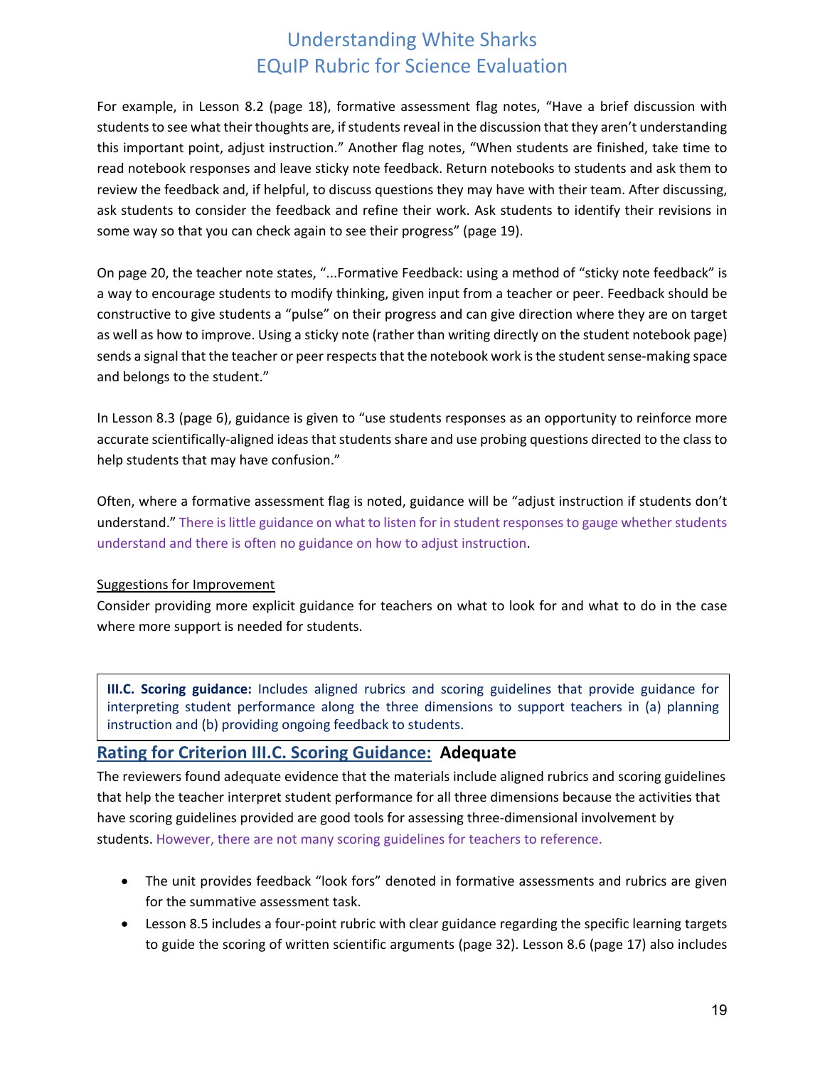For example, in Lesson 8.2 (page 18), formative assessment flag notes, "Have a brief discussion with students to see what their thoughts are, if students reveal in the discussion that they aren't understanding this important point, adjust instruction." Another flag notes, "When students are finished, take time to read notebook responses and leave sticky note feedback. Return notebooks to students and ask them to review the feedback and, if helpful, to discuss questions they may have with their team. After discussing, ask students to consider the feedback and refine their work. Ask students to identify their revisions in some way so that you can check again to see their progress" (page 19).

On page 20, the teacher note states, "...Formative Feedback: using a method of "sticky note feedback" is a way to encourage students to modify thinking, given input from a teacher or peer. Feedback should be constructive to give students a "pulse" on their progress and can give direction where they are on target as well as how to improve. Using a sticky note (rather than writing directly on the student notebook page) sends a signal that the teacher or peer respects that the notebook work is the student sense-making space and belongs to the student."

In Lesson 8.3 (page 6), guidance is given to "use students responses as an opportunity to reinforce more accurate scientifically-aligned ideas that students share and use probing questions directed to the class to help students that may have confusion."

Often, where a formative assessment flag is noted, guidance will be "adjust instruction if students don't understand." There is little guidance on what to listen for in student responses to gauge whether students understand and there is often no guidance on how to adjust instruction.

Suggestions for Improvement

Consider providing more explicit guidance for teachers on what to look for and what to do in the case where more support is needed for students.

> **III.C. Scoring guidance:** Includes aligned rubrics and scoring guidelines that provide guidance for interpreting student performance along the three dimensions to support teachers in (a) planning instruction and (b) providing ongoing feedback to students.

## Rating for Criterion III.C. Scoring Guidance: **Adequate**

The reviewers found adequate evidence that the materials include aligned rubrics and scoring guidelines that help the teacher interpret student performance for all three dimensions because the activities that have scoring guidelines provided are good tools for assessing three-dimensional involvement by students. However, there are not many scoring guidelines for teachers to reference.

- The unit provides feedback "look fors" denoted in formative assessments and rubrics are given for the summative assessment task.
- Lesson 8.5 includes a four-point rubric with clear guidance regarding the specific learning targets to guide the scoring of written scientific arguments (page 32). Lesson 8.6 (page 17) also includes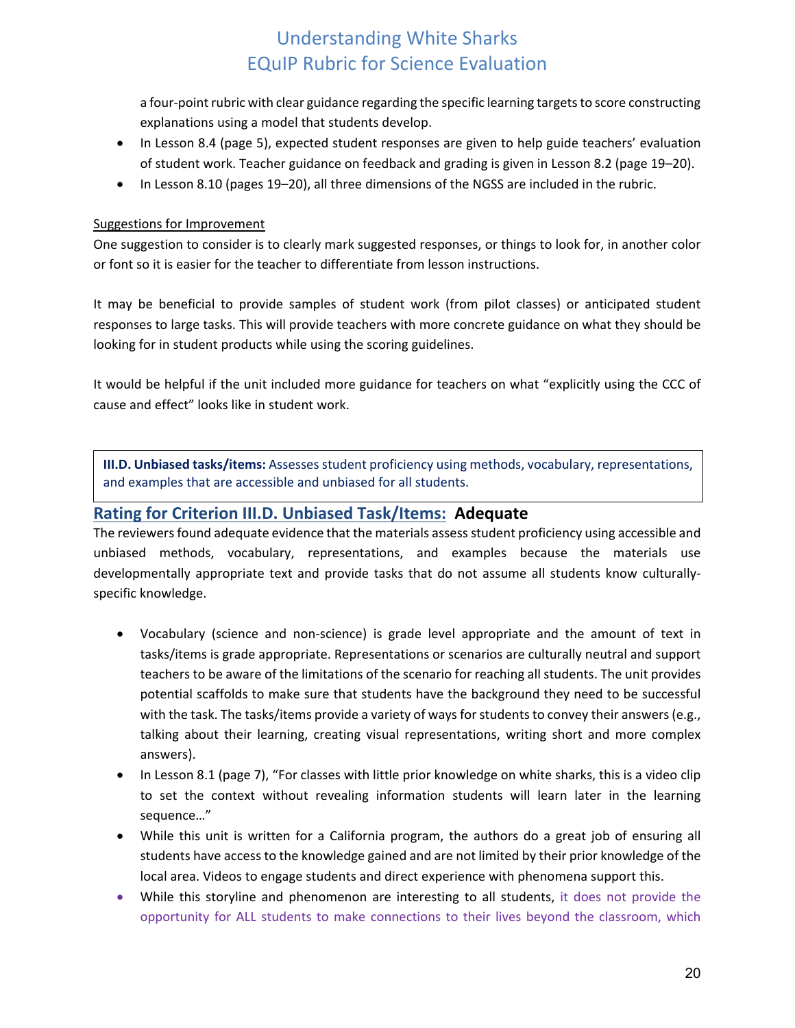a four-point rubric with clear guidance regarding the specific learning targets to score constructing explanations using a model that students develop.

- In Lesson 8.4 (page 5), expected student responses are given to help guide teachers' evaluation of student work. Teacher guidance on feedback and grading is given in Lesson 8.2 (page 19–20).
- In Lesson 8.10 (pages 19–20), all three dimensions of the NGSS are included in the rubric.

Suggestions for Improvement

One suggestion to consider is to clearly mark suggested responses, or things to look for, in another color or font so it is easier for the teacher to differentiate from lesson instructions.

It may be beneficial to provide samples of student work (from pilot classes) or anticipated student responses to large tasks. This will provide teachers with more concrete guidance on what they should be looking for in student products while using the scoring guidelines.

It would be helpful if the unit included more guidance for teachers on what "explicitly using the CCC of cause and effect" looks like in student work.

> **III.D. Unbiased tasks/items:** Assesses student proficiency using methods, vocabulary, representations, and examples that are accessible and unbiased for all students.

## Rating for Criterion III.D. Unbiased Task/Items: **Adequate**

The reviewers found adequate evidence that the materials assess student proficiency using accessible and unbiased methods, vocabulary, representations, and examples because the materials use developmentally appropriate text and provide tasks that do not assume all students know culturally-specific knowledge.

- Vocabulary (science and non-science) is grade level appropriate and the amount of text in tasks/items is grade appropriate. Representations or scenarios are culturally neutral and support teachers to be aware of the limitations of the scenario for reaching all students. The unit provides potential scaffolds to make sure that students have the background they need to be successful with the task. The tasks/items provide a variety of ways for students to convey their answers (e.g., talking about their learning, creating visual representations, writing short and more complex answers).
- In Lesson 8.1 (page 7), "For classes with little prior knowledge on white sharks, this is a video clip to set the context without revealing information students will learn later in the learning sequence…"
- While this unit is written for a California program, the authors do a great job of ensuring all students have access to the knowledge gained and are not limited by their prior knowledge of the local area. Videos to engage students and direct experience with phenomena support this.
- While this storyline and phenomenon are interesting to all students, it does not provide the opportunity for ALL students to make connections to their lives beyond the classroom, which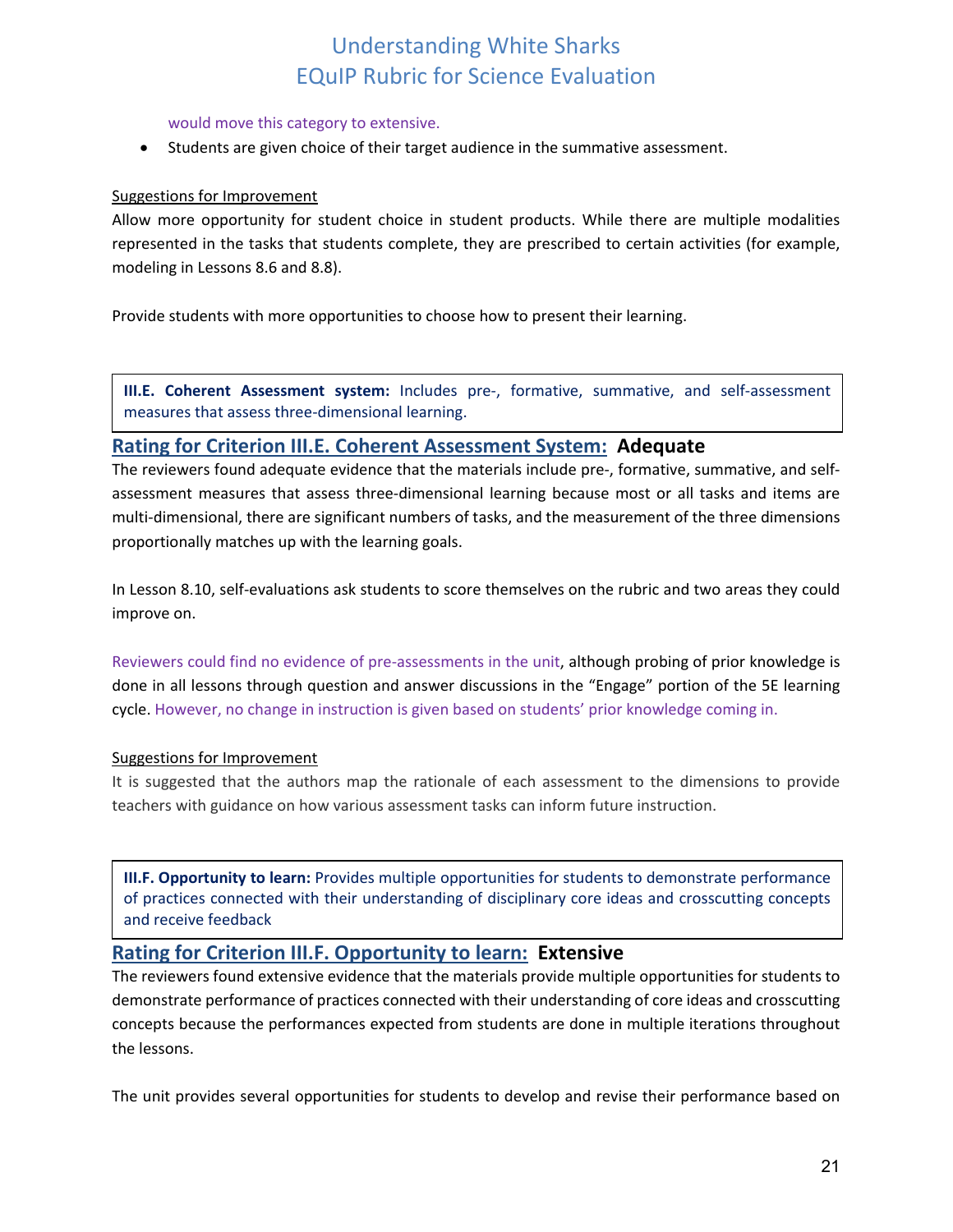would move this category to extensive.

- Students are given choice of their target audience in the summative assessment.

Suggestions for Improvement

Allow more opportunity for student choice in student products. While there are multiple modalities represented in the tasks that students complete, they are prescribed to certain activities (for example, modeling in Lessons 8.6 and 8.8).

Provide students with more opportunities to choose how to present their learning.

**III.E. Coherent Assessment system:** Includes pre-, formative, summative, and self-assessment measures that assess three-dimensional learning.

### Rating for Criterion III.E. Coherent Assessment System: **Adequate**

The reviewers found adequate evidence that the materials include pre-, formative, summative, and self-assessment measures that assess three-dimensional learning because most or all tasks and items are multi-dimensional, there are significant numbers of tasks, and the measurement of the three dimensions proportionally matches up with the learning goals.

In Lesson 8.10, self-evaluations ask students to score themselves on the rubric and two areas they could improve on.

Reviewers could find no evidence of pre-assessments in the unit, although probing of prior knowledge is done in all lessons through question and answer discussions in the "Engage" portion of the 5E learning cycle. However, no change in instruction is given based on students' prior knowledge coming in.

Suggestions for Improvement

It is suggested that the authors map the rationale of each assessment to the dimensions to provide teachers with guidance on how various assessment tasks can inform future instruction.

**III.F. Opportunity to learn:** Provides multiple opportunities for students to demonstrate performance of practices connected with their understanding of disciplinary core ideas and crosscutting concepts and receive feedback

### Rating for Criterion III.F. Opportunity to learn: **Extensive**

The reviewers found extensive evidence that the materials provide multiple opportunities for students to demonstrate performance of practices connected with their understanding of core ideas and crosscutting concepts because the performances expected from students are done in multiple iterations throughout the lessons.

The unit provides several opportunities for students to develop and revise their performance based on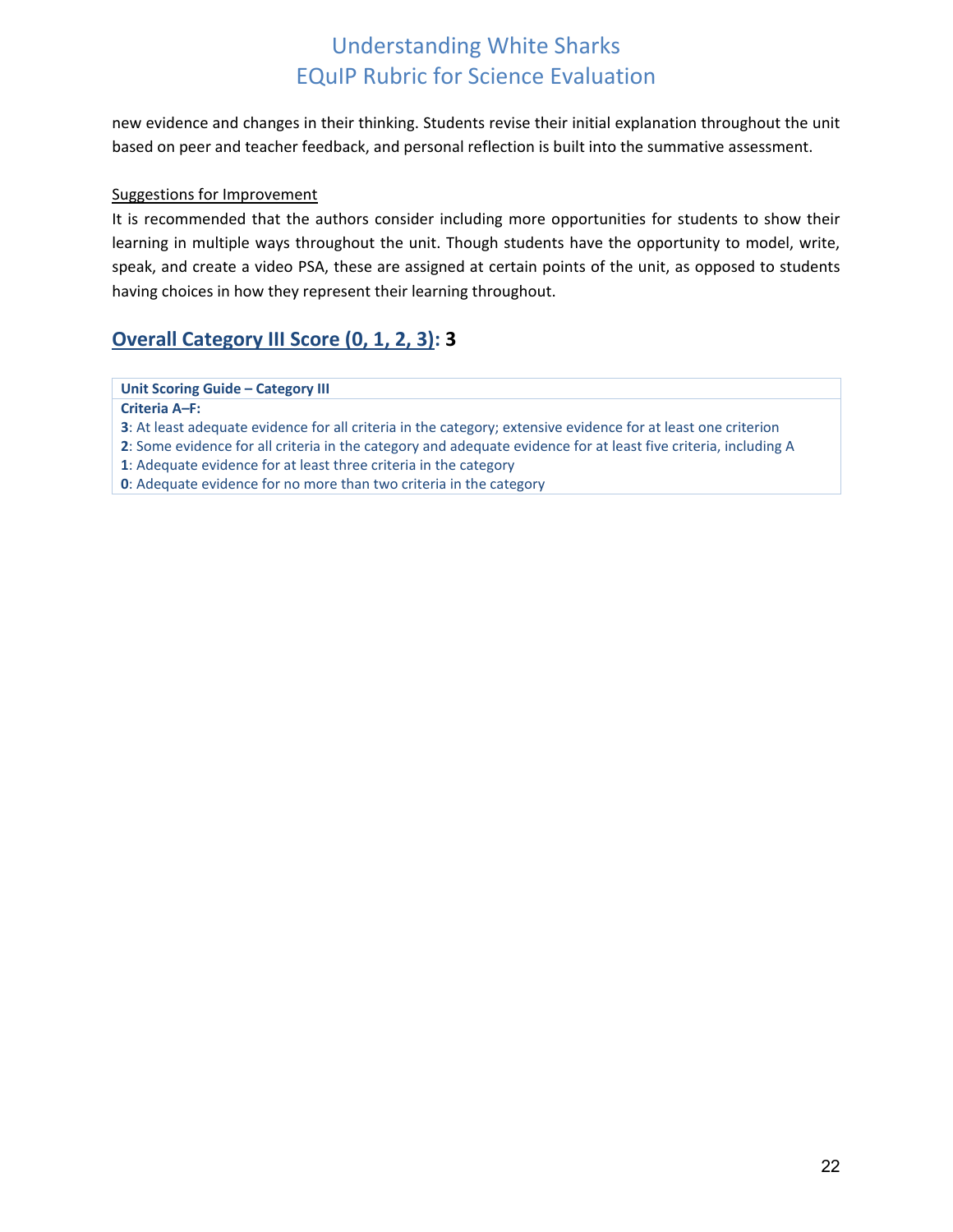new evidence and changes in their thinking. Students revise their initial explanation throughout the unit based on peer and teacher feedback, and personal reflection is built into the summative assessment.

Suggestions for Improvement

It is recommended that the authors consider including more opportunities for students to show their learning in multiple ways throughout the unit. Though students have the opportunity to model, write, speak, and create a video PSA, these are assigned at certain points of the unit, as opposed to students having choices in how they represent their learning throughout.

## Overall Category III Score (0, 1, 2, 3): 3

| Unit Scoring Guide – Category III |
| --- |
| **Criteria A–F:** |
| **3**: At least adequate evidence for all criteria in the category; extensive evidence for at least one criterion |
| **2**: Some evidence for all criteria in the category and adequate evidence for at least five criteria, including A |
| **1**: Adequate evidence for at least three criteria in the category |
| **0**: Adequate evidence for no more than two criteria in the category |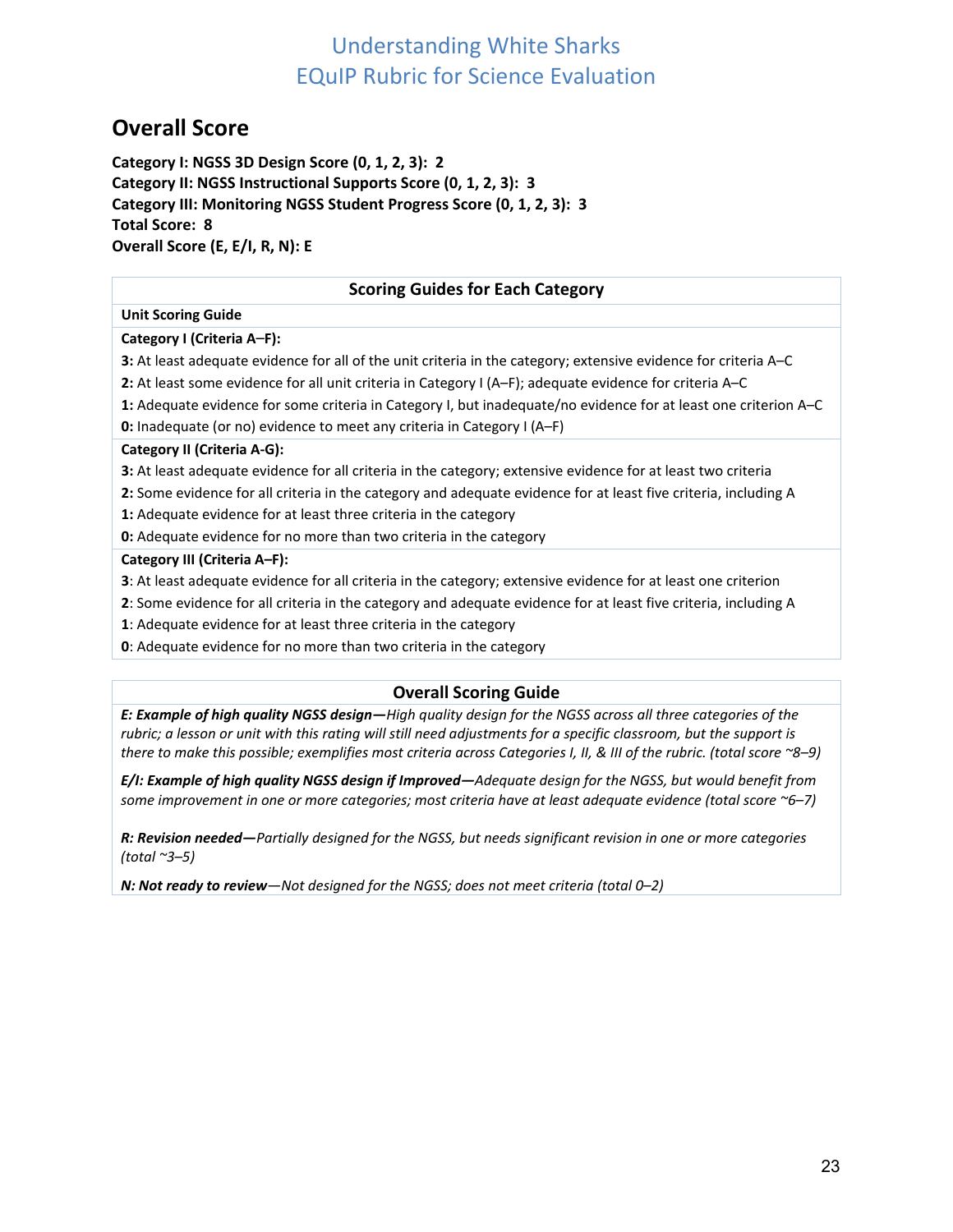# Understanding White Sharks
# EQuIP Rubric for Science Evaluation

## Overall Score

**Category I: NGSS 3D Design Score (0, 1, 2, 3): 2**
**Category II: NGSS Instructional Supports Score (0, 1, 2, 3): 3**
**Category III: Monitoring NGSS Student Progress Score (0, 1, 2, 3): 3**
**Total Score: 8**
**Overall Score (E, E/I, R, N): E**

| Scoring Guides for Each Category |
|---|
| **Unit Scoring Guide** |
| **Category I (Criteria A–F):** |
| **3:** At least adequate evidence for all of the unit criteria in the category; extensive evidence for criteria A–C |
| **2:** At least some evidence for all unit criteria in Category I (A–F); adequate evidence for criteria A–C |
| **1:** Adequate evidence for some criteria in Category I, but inadequate/no evidence for at least one criterion A–C |
| **0:** Inadequate (or no) evidence to meet any criteria in Category I (A–F) |
| **Category II (Criteria A-G):** |
| **3:** At least adequate evidence for all criteria in the category; extensive evidence for at least two criteria |
| **2:** Some evidence for all criteria in the category and adequate evidence for at least five criteria, including A |
| **1:** Adequate evidence for at least three criteria in the category |
| **0:** Adequate evidence for no more than two criteria in the category |
| **Category III (Criteria A–F):** |
| **3**: At least adequate evidence for all criteria in the category; extensive evidence for at least one criterion |
| **2**: Some evidence for all criteria in the category and adequate evidence for at least five criteria, including A |
| **1**: Adequate evidence for at least three criteria in the category |
| **0**: Adequate evidence for no more than two criteria in the category |

| Overall Scoring Guide |
|---|
| ***E: Example of high quality NGSS design—****High quality design for the NGSS across all three categories of the rubric; a lesson or unit with this rating will still need adjustments for a specific classroom, but the support is there to make this possible; exemplifies most criteria across Categories I, II, & III of the rubric. (total score ~8–9)* |
| ***E/I: Example of high quality NGSS design if Improved—****Adequate design for the NGSS, but would benefit from some improvement in one or more categories; most criteria have at least adequate evidence (total score ~6–7)* |
| ***R: Revision needed—****Partially designed for the NGSS, but needs significant revision in one or more categories (total ~3–5)* |
| ***N: Not ready to review****—Not designed for the NGSS; does not meet criteria (total 0–2)* |